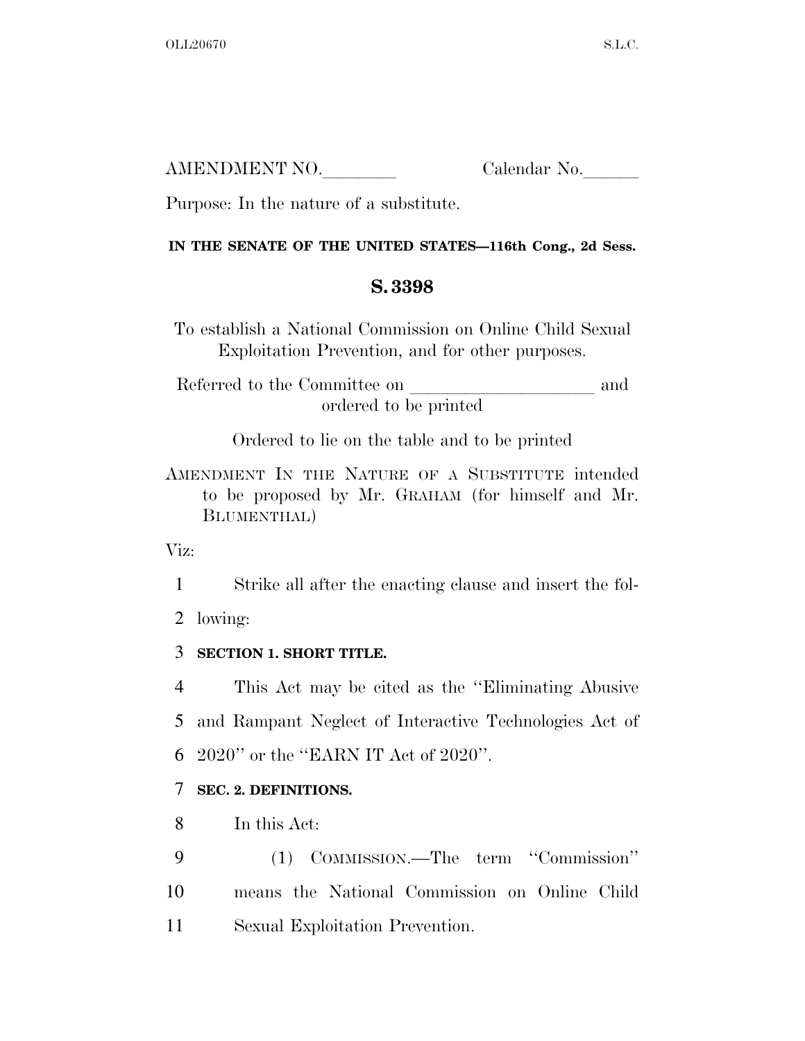AMENDMENT NO.________ Calendar No.______

Purpose: In the nature of a substitute.

**IN THE SENATE OF THE UNITED STATES—116th Cong., 2d Sess.**

## S. 3398

To establish a National Commission on Online Child Sexual Exploitation Prevention, and for other purposes.

Referred to the Committee on ____________________ and ordered to be printed

Ordered to lie on the table and to be printed

AMENDMENT IN THE NATURE OF A SUBSTITUTE intended to be proposed by Mr. GRAHAM (for himself and Mr. BLUMENTHAL)

Viz:

1 Strike all after the enacting clause and insert the fol-
2 lowing:

3 **SECTION 1. SHORT TITLE.**

4 This Act may be cited as the ''Eliminating Abusive
5 and Rampant Neglect of Interactive Technologies Act of
6 2020'' or the ''EARN IT Act of 2020''.

7 **SEC. 2. DEFINITIONS.**

8 In this Act:

9 (1) COMMISSION.—The term ''Commission''
10 means the National Commission on Online Child
11 Sexual Exploitation Prevention.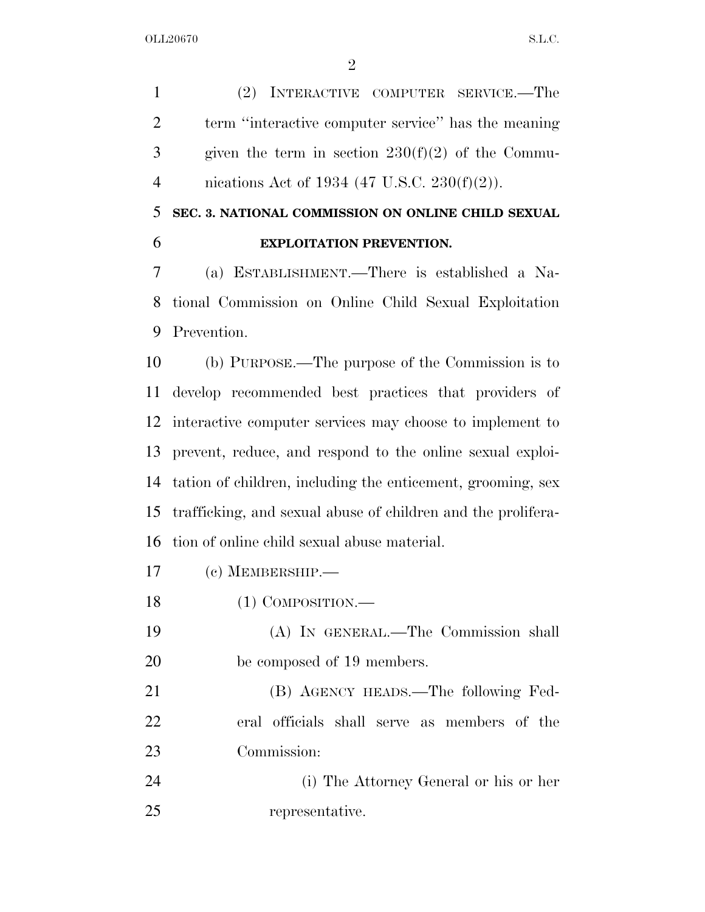(2) INTERACTIVE COMPUTER SERVICE.—The term "interactive computer service" has the meaning given the term in section 230(f)(2) of the Communications Act of 1934 (47 U.S.C. 230(f)(2)).

## SEC. 3. NATIONAL COMMISSION ON ONLINE CHILD SEXUAL EXPLOITATION PREVENTION.

(a) ESTABLISHMENT.—There is established a National Commission on Online Child Sexual Exploitation Prevention.

(b) PURPOSE.—The purpose of the Commission is to develop recommended best practices that providers of interactive computer services may choose to implement to prevent, reduce, and respond to the online sexual exploitation of children, including the enticement, grooming, sex trafficking, and sexual abuse of children and the proliferation of online child sexual abuse material.

(c) MEMBERSHIP.—

(1) COMPOSITION.—

(A) IN GENERAL.—The Commission shall be composed of 19 members.

(B) AGENCY HEADS.—The following Federal officials shall serve as members of the Commission:

(i) The Attorney General or his or her representative.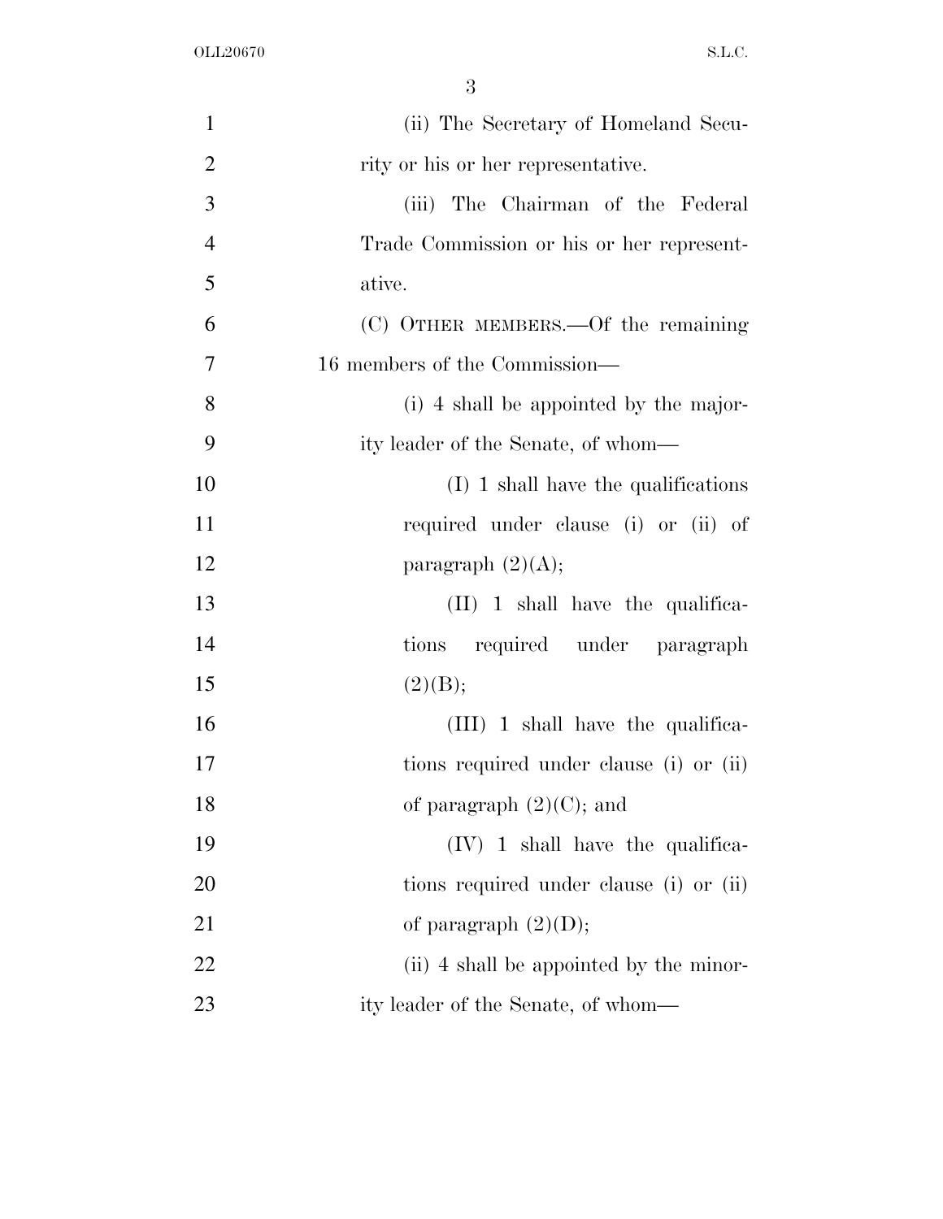(ii) The Secretary of Homeland Security or his or her representative.

(iii) The Chairman of the Federal Trade Commission or his or her representative.

(C) OTHER MEMBERS.—Of the remaining 16 members of the Commission—

(i) 4 shall be appointed by the majority leader of the Senate, of whom—

(I) 1 shall have the qualifications required under clause (i) or (ii) of paragraph (2)(A);

(II) 1 shall have the qualifications required under paragraph (2)(B);

(III) 1 shall have the qualifications required under clause (i) or (ii) of paragraph (2)(C); and

(IV) 1 shall have the qualifications required under clause (i) or (ii) of paragraph (2)(D);

(ii) 4 shall be appointed by the minority leader of the Senate, of whom—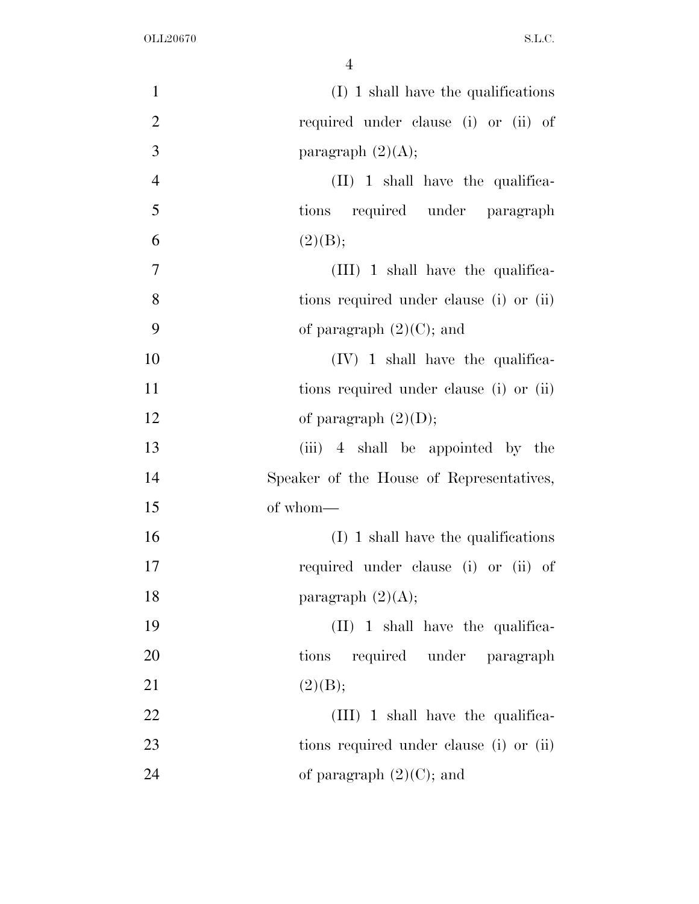(I) 1 shall have the qualifications required under clause (i) or (ii) of paragraph (2)(A);

(II) 1 shall have the qualifications required under paragraph (2)(B);

(III) 1 shall have the qualifications required under clause (i) or (ii) of paragraph (2)(C); and

(IV) 1 shall have the qualifications required under clause (i) or (ii) of paragraph (2)(D);

(iii) 4 shall be appointed by the Speaker of the House of Representatives, of whom—

(I) 1 shall have the qualifications required under clause (i) or (ii) of paragraph (2)(A);

(II) 1 shall have the qualifications required under paragraph (2)(B);

(III) 1 shall have the qualifications required under clause (i) or (ii) of paragraph (2)(C); and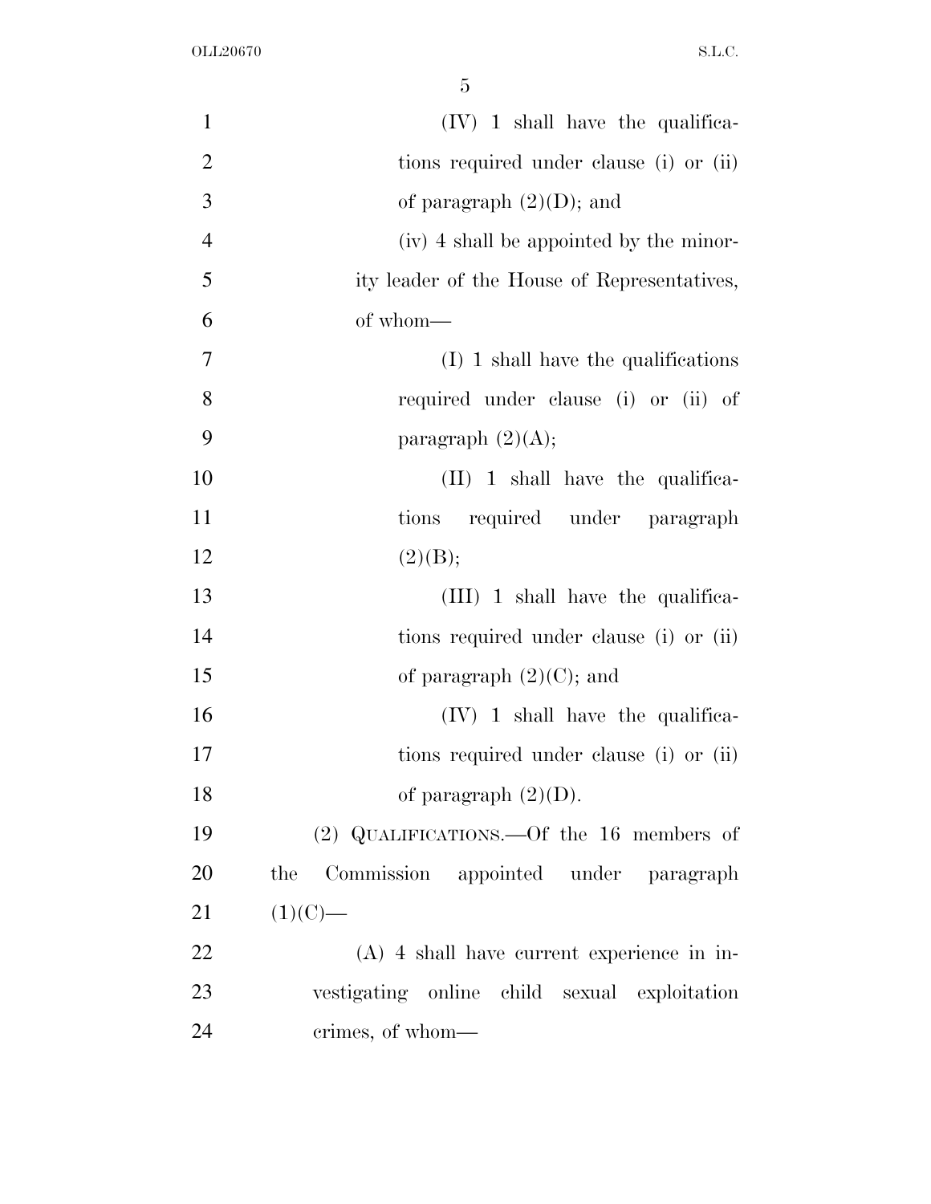(IV) 1 shall have the qualifications required under clause (i) or (ii) of paragraph (2)(D); and

(iv) 4 shall be appointed by the minority leader of the House of Representatives, of whom—

(I) 1 shall have the qualifications required under clause (i) or (ii) of paragraph (2)(A);

(II) 1 shall have the qualifications required under paragraph (2)(B);

(III) 1 shall have the qualifications required under clause (i) or (ii) of paragraph (2)(C); and

(IV) 1 shall have the qualifications required under clause (i) or (ii) of paragraph (2)(D).

(2) QUALIFICATIONS.—Of the 16 members of the Commission appointed under paragraph (1)(C)—

(A) 4 shall have current experience in investigating online child sexual exploitation crimes, of whom—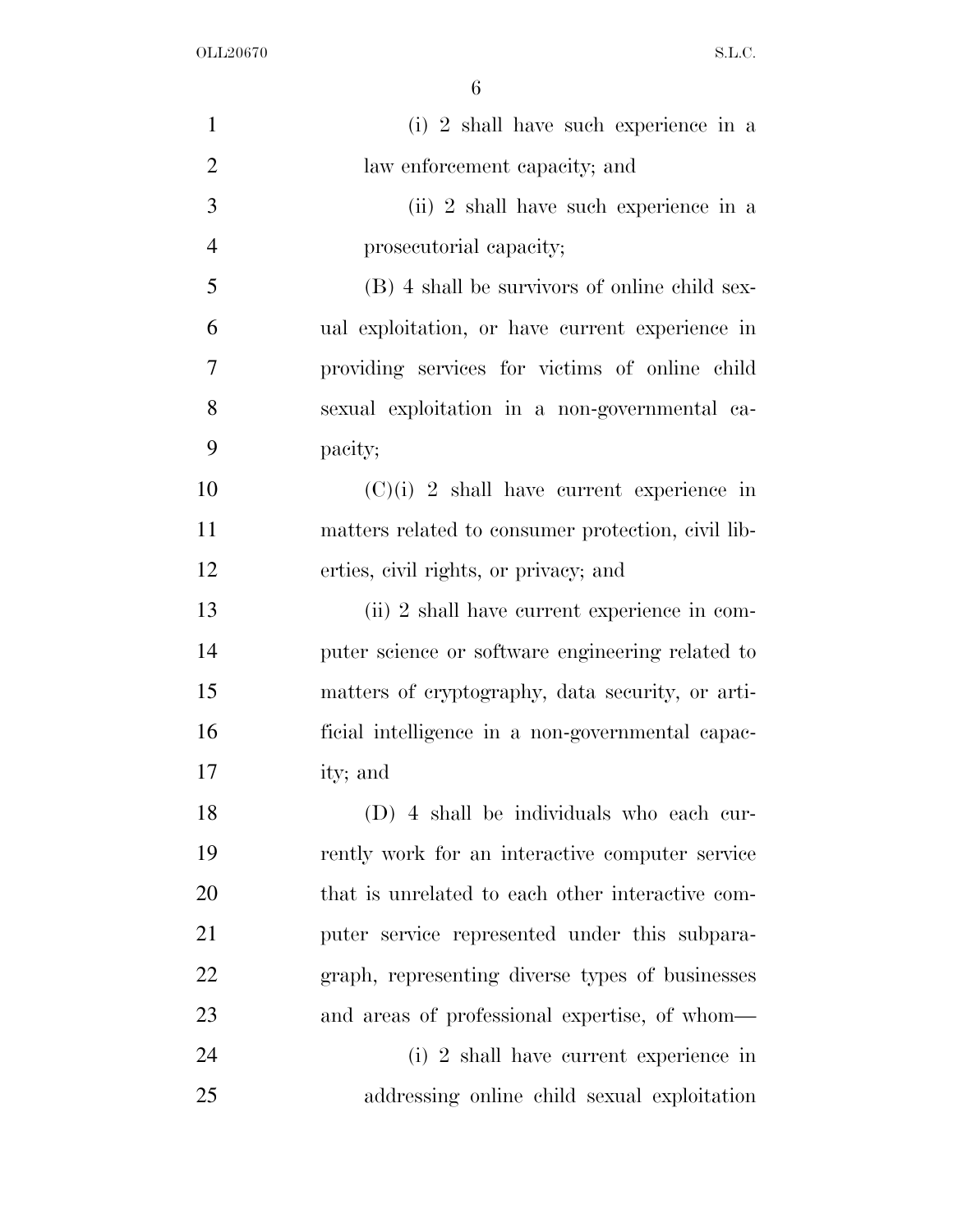(i) 2 shall have such experience in a law enforcement capacity; and

(ii) 2 shall have such experience in a prosecutorial capacity;

(B) 4 shall be survivors of online child sexual exploitation, or have current experience in providing services for victims of online child sexual exploitation in a non-governmental capacity;

(C)(i) 2 shall have current experience in matters related to consumer protection, civil liberties, civil rights, or privacy; and

(ii) 2 shall have current experience in computer science or software engineering related to matters of cryptography, data security, or artificial intelligence in a non-governmental capacity; and

(D) 4 shall be individuals who each currently work for an interactive computer service that is unrelated to each other interactive computer service represented under this subparagraph, representing diverse types of businesses and areas of professional expertise, of whom—

(i) 2 shall have current experience in addressing online child sexual exploitation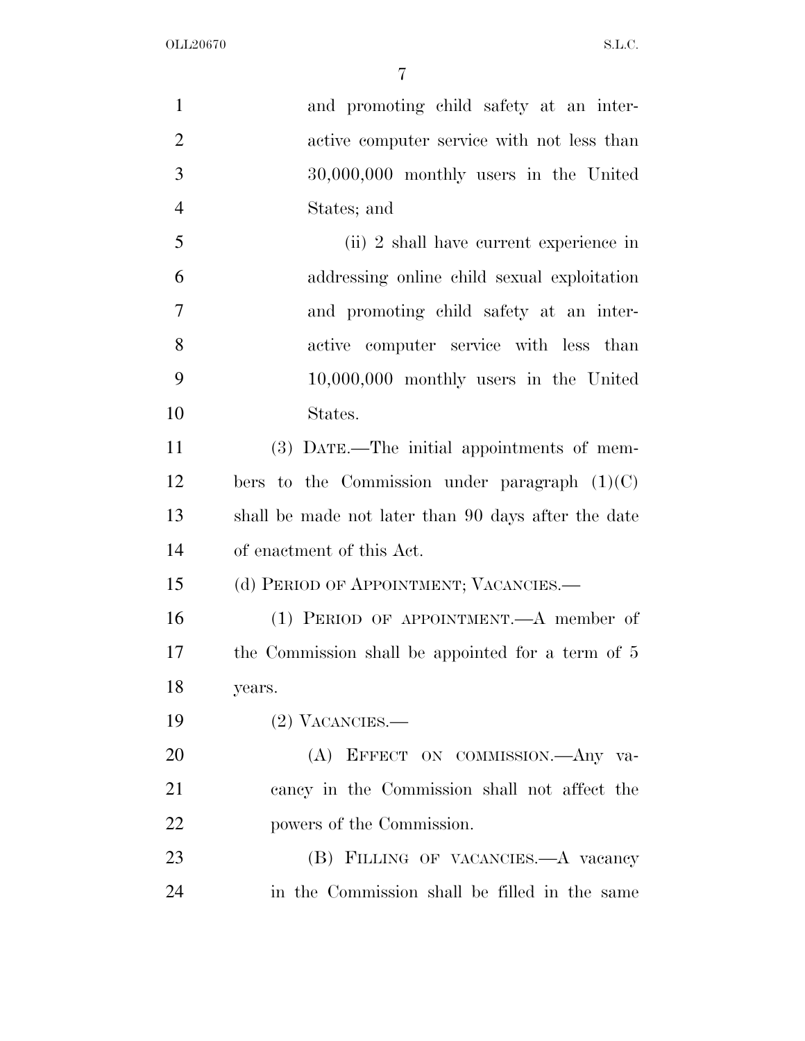and promoting child safety at an interactive computer service with not less than 30,000,000 monthly users in the United States; and

(ii) 2 shall have current experience in addressing online child sexual exploitation and promoting child safety at an interactive computer service with less than 10,000,000 monthly users in the United States.

(3) DATE.—The initial appointments of members to the Commission under paragraph (1)(C) shall be made not later than 90 days after the date of enactment of this Act.

(d) PERIOD OF APPOINTMENT; VACANCIES.—

(1) PERIOD OF APPOINTMENT.—A member of the Commission shall be appointed for a term of 5 years.

(2) VACANCIES.—

(A) EFFECT ON COMMISSION.—Any vacancy in the Commission shall not affect the powers of the Commission.

(B) FILLING OF VACANCIES.—A vacancy in the Commission shall be filled in the same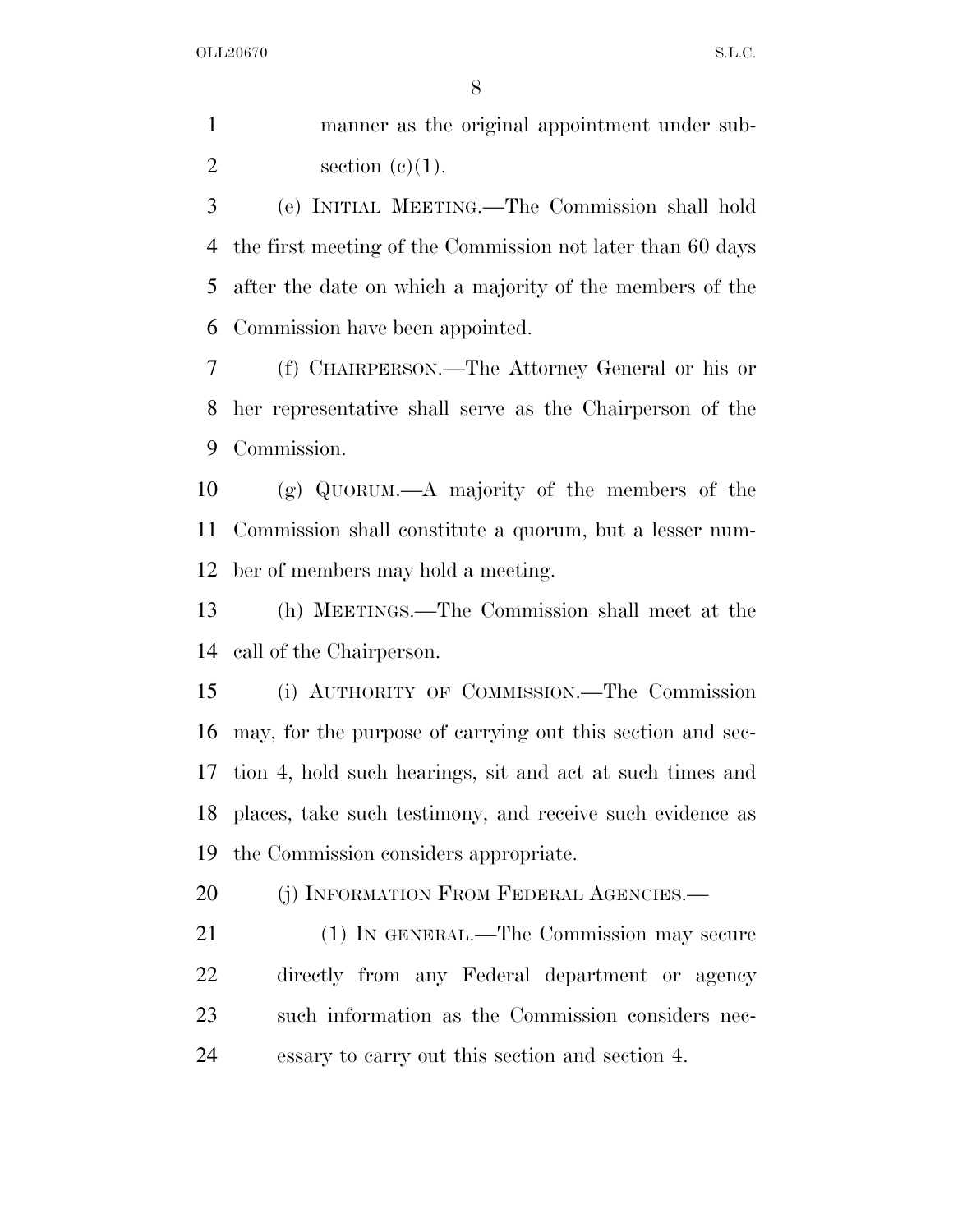manner as the original appointment under subsection (c)(1).

(e) INITIAL MEETING.—The Commission shall hold the first meeting of the Commission not later than 60 days after the date on which a majority of the members of the Commission have been appointed.

(f) CHAIRPERSON.—The Attorney General or his or her representative shall serve as the Chairperson of the Commission.

(g) QUORUM.—A majority of the members of the Commission shall constitute a quorum, but a lesser number of members may hold a meeting.

(h) MEETINGS.—The Commission shall meet at the call of the Chairperson.

(i) AUTHORITY OF COMMISSION.—The Commission may, for the purpose of carrying out this section and section 4, hold such hearings, sit and act at such times and places, take such testimony, and receive such evidence as the Commission considers appropriate.

(j) INFORMATION FROM FEDERAL AGENCIES.—

(1) IN GENERAL.—The Commission may secure directly from any Federal department or agency such information as the Commission considers necessary to carry out this section and section 4.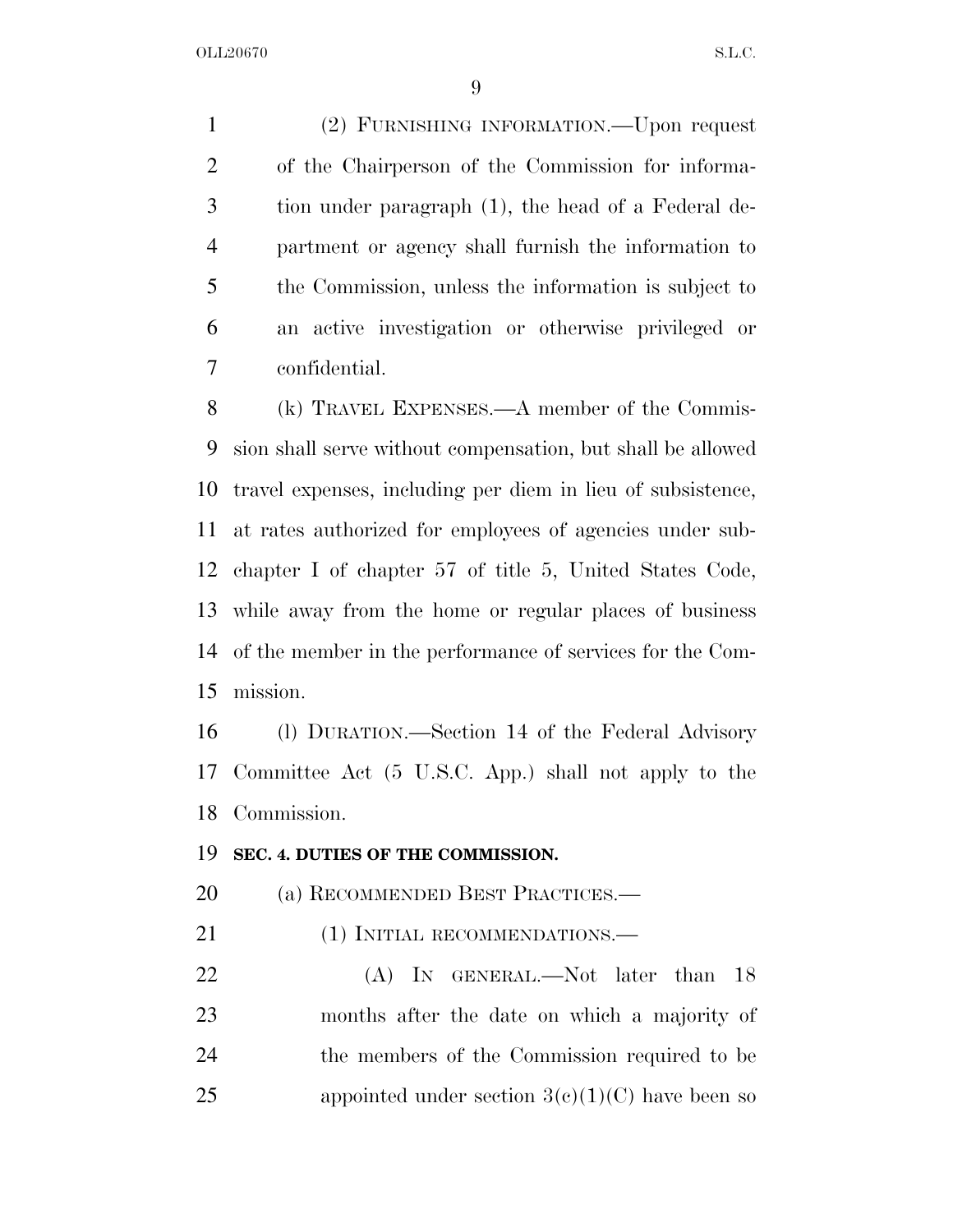(2) FURNISHING INFORMATION.—Upon request of the Chairperson of the Commission for information under paragraph (1), the head of a Federal department or agency shall furnish the information to the Commission, unless the information is subject to an active investigation or otherwise privileged or confidential.

(k) TRAVEL EXPENSES.—A member of the Commission shall serve without compensation, but shall be allowed travel expenses, including per diem in lieu of subsistence, at rates authorized for employees of agencies under subchapter I of chapter 57 of title 5, United States Code, while away from the home or regular places of business of the member in the performance of services for the Commission.

(l) DURATION.—Section 14 of the Federal Advisory Committee Act (5 U.S.C. App.) shall not apply to the Commission.

**SEC. 4. DUTIES OF THE COMMISSION.**

(a) RECOMMENDED BEST PRACTICES.—

(1) INITIAL RECOMMENDATIONS.—

(A) IN GENERAL.—Not later than 18 months after the date on which a majority of the members of the Commission required to be appointed under section 3(c)(1)(C) have been so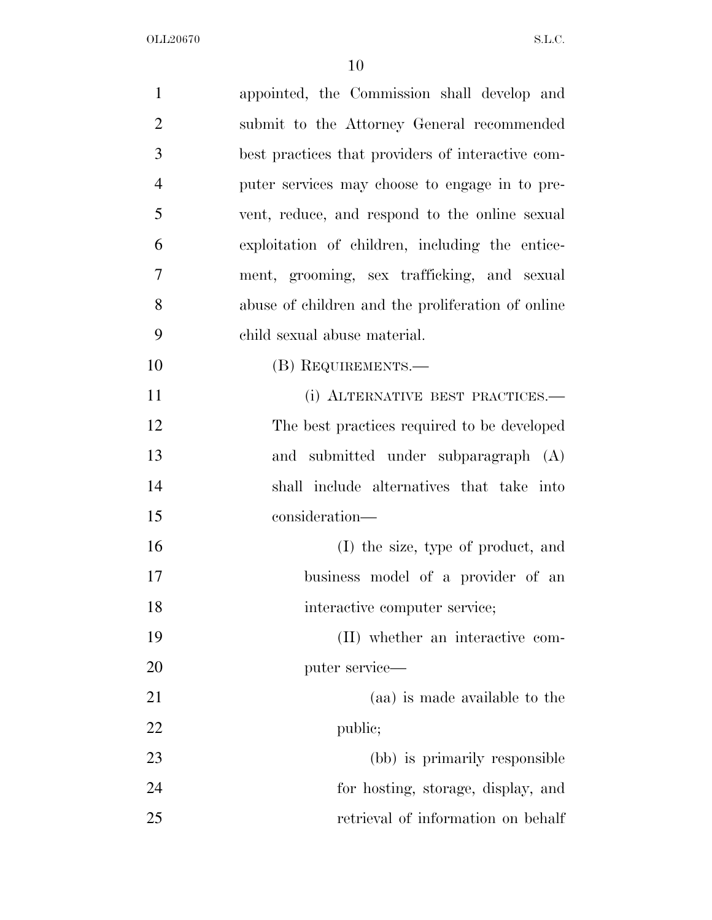appointed, the Commission shall develop and submit to the Attorney General recommended best practices that providers of interactive computer services may choose to engage in to prevent, reduce, and respond to the online sexual exploitation of children, including the enticement, grooming, sex trafficking, and sexual abuse of children and the proliferation of online child sexual abuse material.

(B) REQUIREMENTS.—

(i) ALTERNATIVE BEST PRACTICES.— The best practices required to be developed and submitted under subparagraph (A) shall include alternatives that take into consideration—

(I) the size, type of product, and business model of a provider of an interactive computer service;

(II) whether an interactive computer service—

(aa) is made available to the public;

(bb) is primarily responsible for hosting, storage, display, and retrieval of information on behalf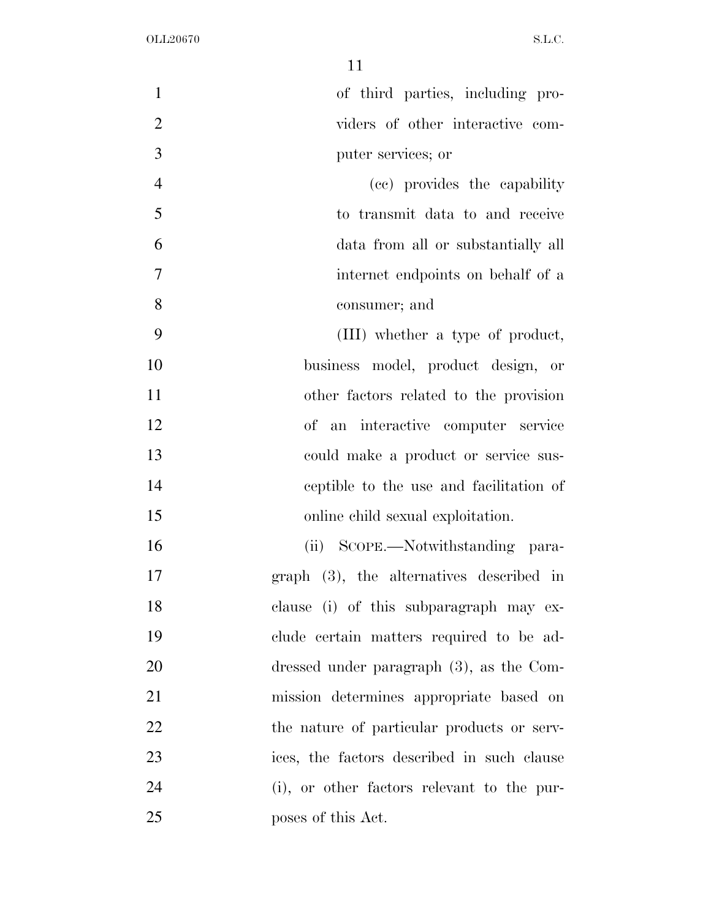of third parties, including providers of other interactive computer services; or

(cc) provides the capability to transmit data to and receive data from all or substantially all internet endpoints on behalf of a consumer; and

(III) whether a type of product, business model, product design, or other factors related to the provision of an interactive computer service could make a product or service susceptible to the use and facilitation of online child sexual exploitation.

(ii) SCOPE.—Notwithstanding paragraph (3), the alternatives described in clause (i) of this subparagraph may exclude certain matters required to be addressed under paragraph (3), as the Commission determines appropriate based on the nature of particular products or services, the factors described in such clause (i), or other factors relevant to the purposes of this Act.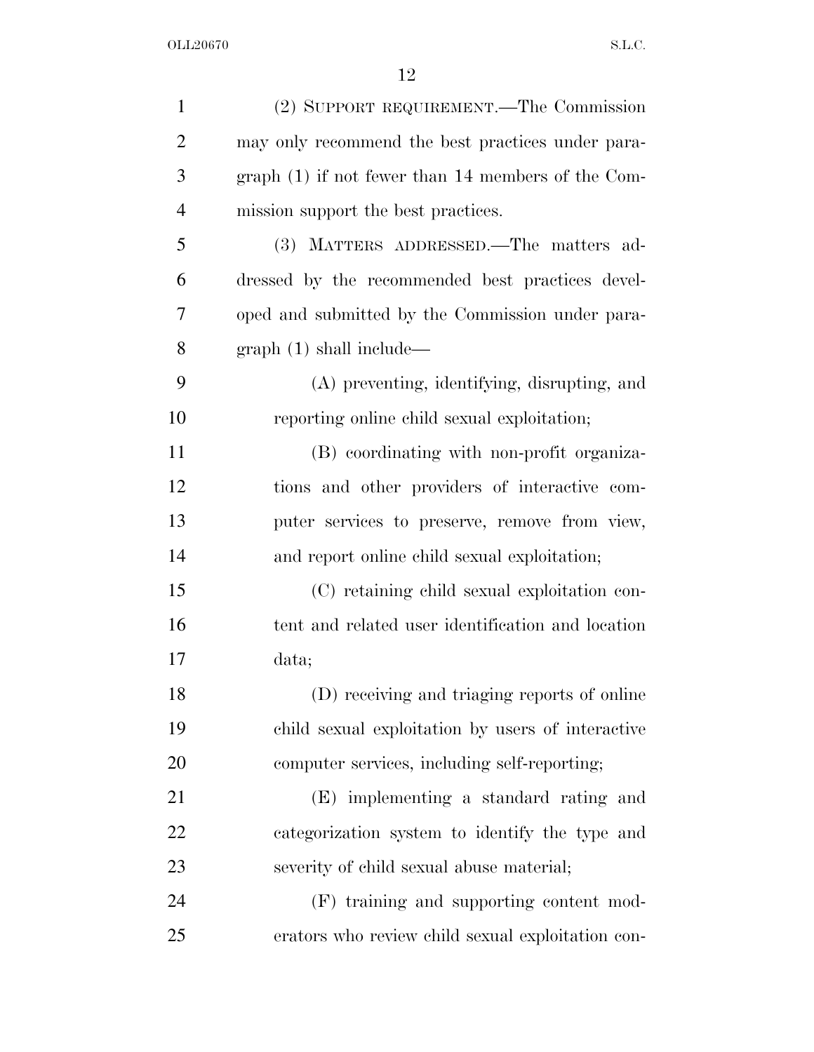(2) SUPPORT REQUIREMENT.—The Commission may only recommend the best practices under paragraph (1) if not fewer than 14 members of the Commission support the best practices.

(3) MATTERS ADDRESSED.—The matters addressed by the recommended best practices developed and submitted by the Commission under paragraph (1) shall include—

(A) preventing, identifying, disrupting, and reporting online child sexual exploitation;

(B) coordinating with non-profit organizations and other providers of interactive computer services to preserve, remove from view, and report online child sexual exploitation;

(C) retaining child sexual exploitation content and related user identification and location data;

(D) receiving and triaging reports of online child sexual exploitation by users of interactive computer services, including self-reporting;

(E) implementing a standard rating and categorization system to identify the type and severity of child sexual abuse material;

(F) training and supporting content moderators who review child sexual exploitation con-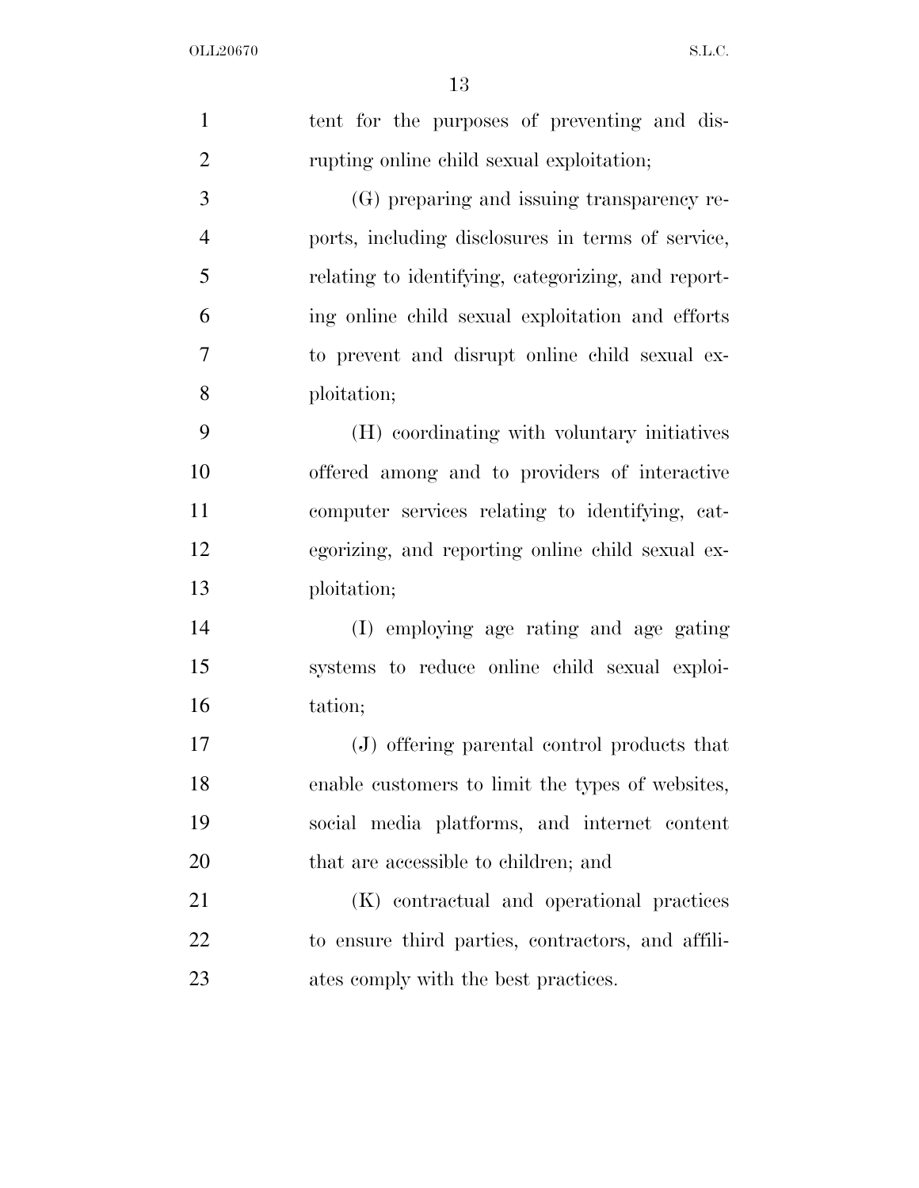tent for the purposes of preventing and disrupting online child sexual exploitation;

(G) preparing and issuing transparency reports, including disclosures in terms of service, relating to identifying, categorizing, and reporting online child sexual exploitation and efforts to prevent and disrupt online child sexual exploitation;

(H) coordinating with voluntary initiatives offered among and to providers of interactive computer services relating to identifying, categorizing, and reporting online child sexual exploitation;

(I) employing age rating and age gating systems to reduce online child sexual exploitation;

(J) offering parental control products that enable customers to limit the types of websites, social media platforms, and internet content that are accessible to children; and

(K) contractual and operational practices to ensure third parties, contractors, and affiliates comply with the best practices.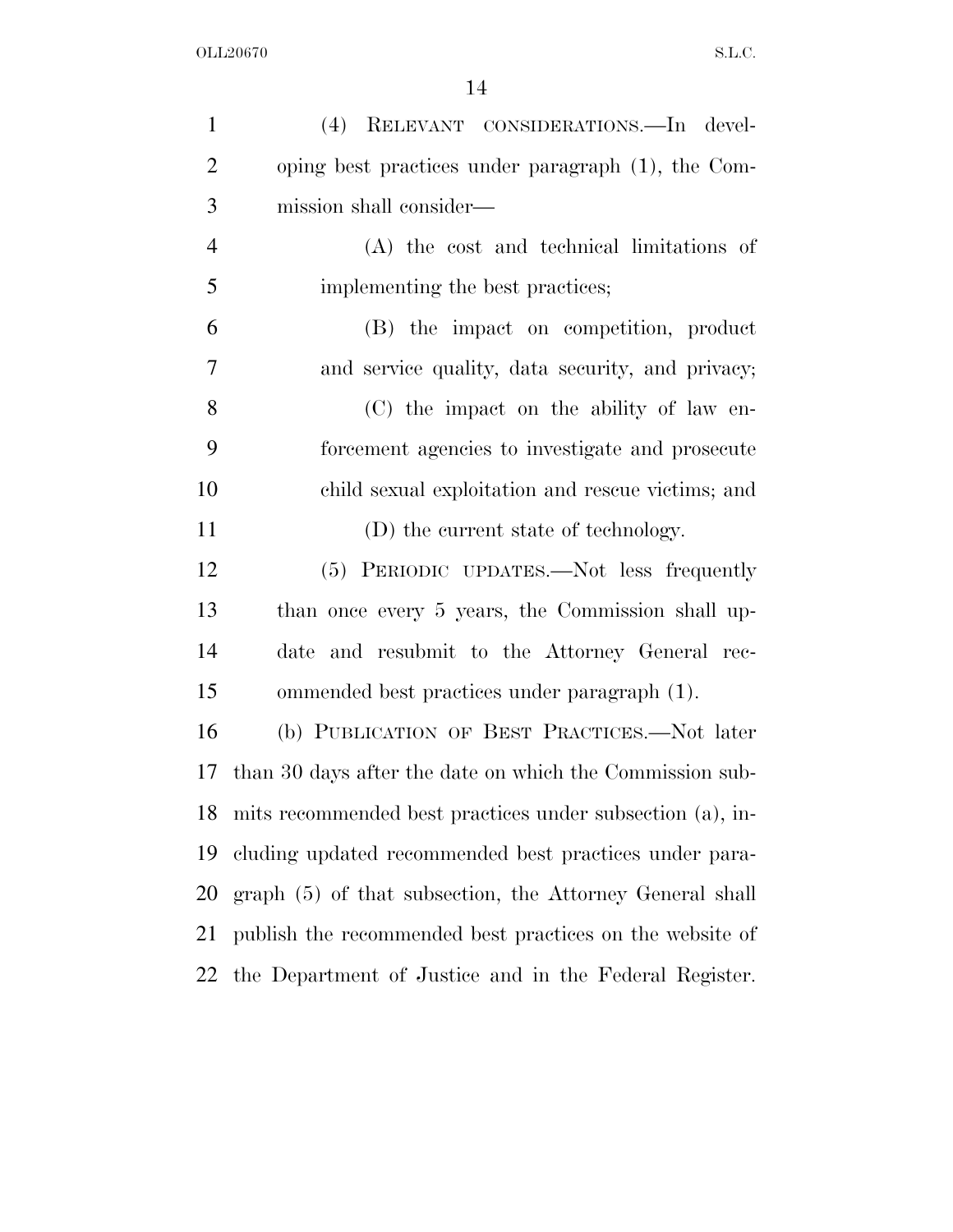(4) RELEVANT CONSIDERATIONS.—In developing best practices under paragraph (1), the Commission shall consider—

(A) the cost and technical limitations of implementing the best practices;

(B) the impact on competition, product and service quality, data security, and privacy;

(C) the impact on the ability of law enforcement agencies to investigate and prosecute child sexual exploitation and rescue victims; and

(D) the current state of technology.

(5) PERIODIC UPDATES.—Not less frequently than once every 5 years, the Commission shall update and resubmit to the Attorney General recommended best practices under paragraph (1).

(b) PUBLICATION OF BEST PRACTICES.—Not later than 30 days after the date on which the Commission submits recommended best practices under subsection (a), including updated recommended best practices under paragraph (5) of that subsection, the Attorney General shall publish the recommended best practices on the website of the Department of Justice and in the Federal Register.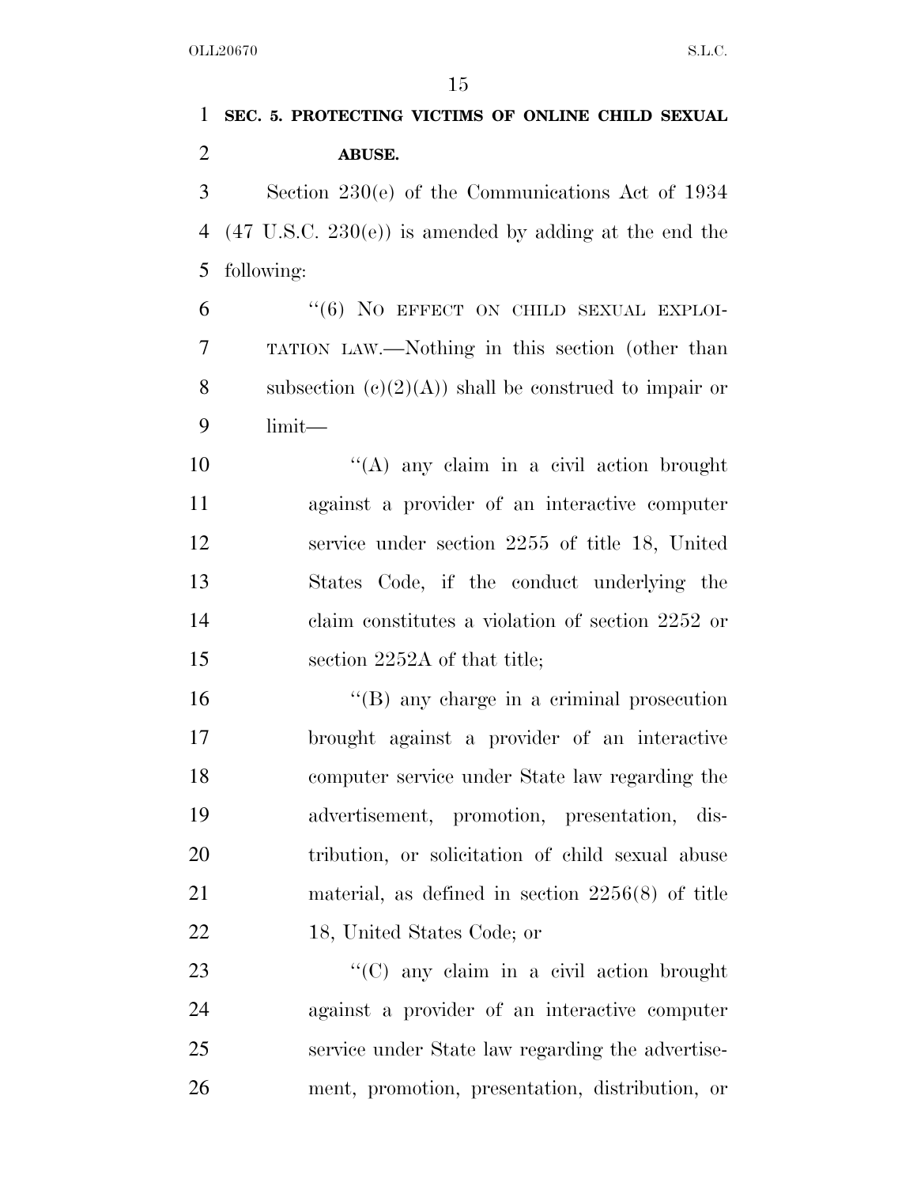**SEC. 5. PROTECTING VICTIMS OF ONLINE CHILD SEXUAL ABUSE.**

Section 230(e) of the Communications Act of 1934 (47 U.S.C. 230(e)) is amended by adding at the end the following:

"(6) NO EFFECT ON CHILD SEXUAL EXPLOITATION LAW.—Nothing in this section (other than subsection (c)(2)(A)) shall be construed to impair or limit—

"(A) any claim in a civil action brought against a provider of an interactive computer service under section 2255 of title 18, United States Code, if the conduct underlying the claim constitutes a violation of section 2252 or section 2252A of that title;

"(B) any charge in a criminal prosecution brought against a provider of an interactive computer service under State law regarding the advertisement, promotion, presentation, distribution, or solicitation of child sexual abuse material, as defined in section 2256(8) of title 18, United States Code; or

"(C) any claim in a civil action brought against a provider of an interactive computer service under State law regarding the advertisement, promotion, presentation, distribution, or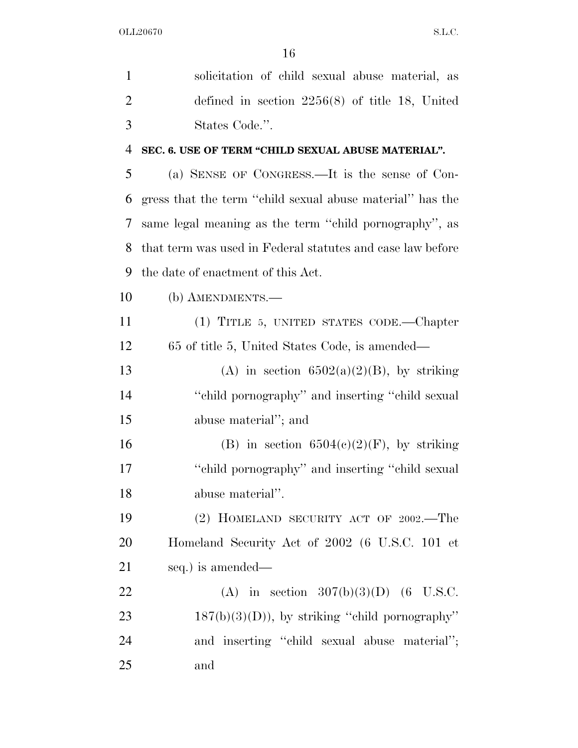solicitation of child sexual abuse material, as defined in section 2256(8) of title 18, United States Code.''.

**SEC. 6. USE OF TERM "CHILD SEXUAL ABUSE MATERIAL".**

(a) SENSE OF CONGRESS.—It is the sense of Congress that the term ''child sexual abuse material'' has the same legal meaning as the term ''child pornography'', as that term was used in Federal statutes and case law before the date of enactment of this Act.

(b) AMENDMENTS.—

(1) TITLE 5, UNITED STATES CODE.—Chapter 65 of title 5, United States Code, is amended—

(A) in section 6502(a)(2)(B), by striking ''child pornography'' and inserting ''child sexual abuse material''; and

(B) in section 6504(c)(2)(F), by striking ''child pornography'' and inserting ''child sexual abuse material''.

(2) HOMELAND SECURITY ACT OF 2002.—The Homeland Security Act of 2002 (6 U.S.C. 101 et seq.) is amended—

(A) in section 307(b)(3)(D) (6 U.S.C. 187(b)(3)(D)), by striking ''child pornography'' and inserting ''child sexual abuse material''; and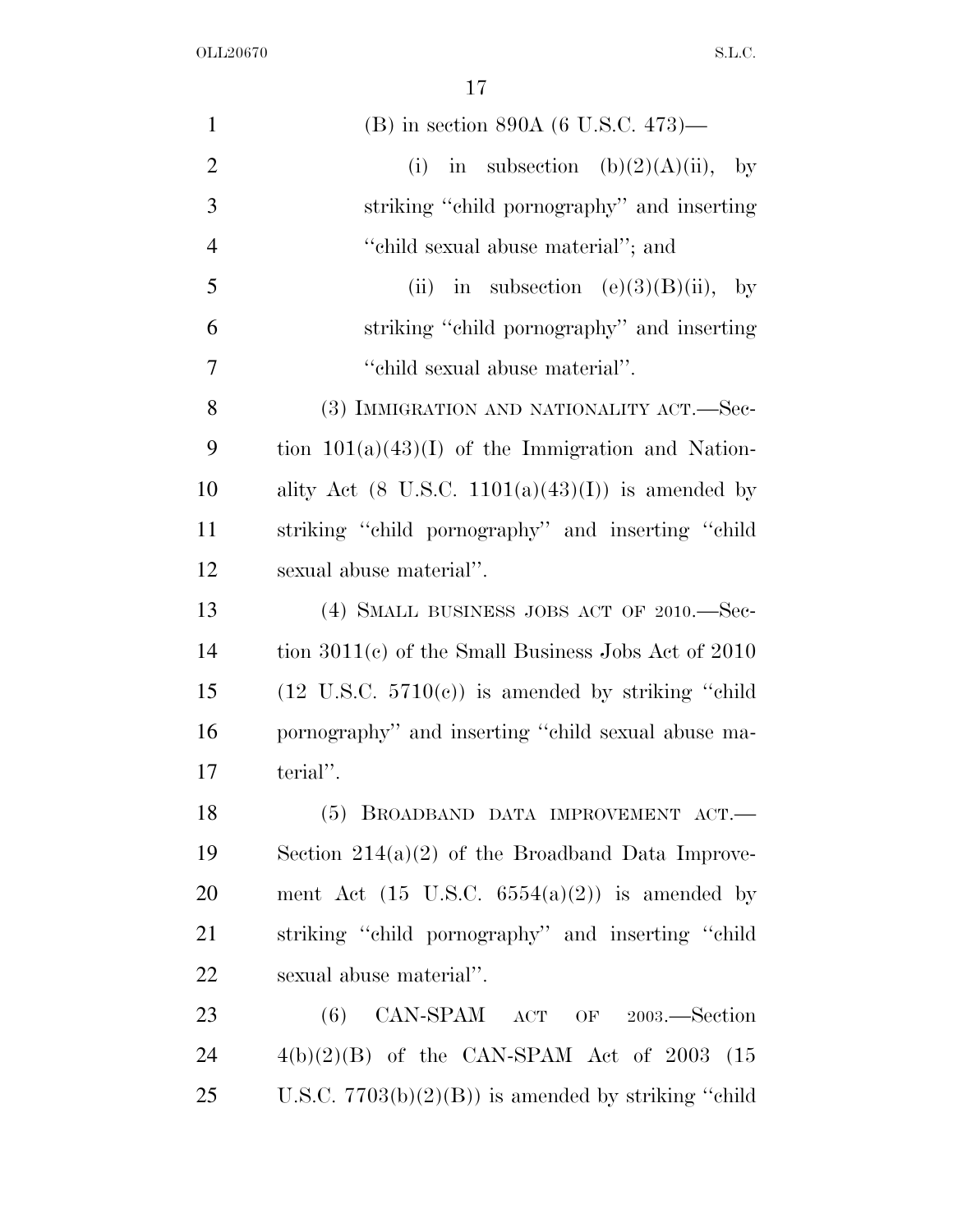(B) in section 890A (6 U.S.C. 473)—

(i) in subsection (b)(2)(A)(ii), by striking ''child pornography'' and inserting ''child sexual abuse material''; and

(ii) in subsection (e)(3)(B)(ii), by striking ''child pornography'' and inserting ''child sexual abuse material''.

(3) IMMIGRATION AND NATIONALITY ACT.—Section 101(a)(43)(I) of the Immigration and Nationality Act (8 U.S.C. 1101(a)(43)(I)) is amended by striking ''child pornography'' and inserting ''child sexual abuse material''.

(4) SMALL BUSINESS JOBS ACT OF 2010.—Section 3011(c) of the Small Business Jobs Act of 2010 (12 U.S.C. 5710(c)) is amended by striking ''child pornography'' and inserting ''child sexual abuse material''.

(5) BROADBAND DATA IMPROVEMENT ACT.—Section 214(a)(2) of the Broadband Data Improvement Act (15 U.S.C. 6554(a)(2)) is amended by striking ''child pornography'' and inserting ''child sexual abuse material''.

(6) CAN-SPAM ACT OF 2003.—Section 4(b)(2)(B) of the CAN-SPAM Act of 2003 (15 U.S.C. 7703(b)(2)(B)) is amended by striking ''child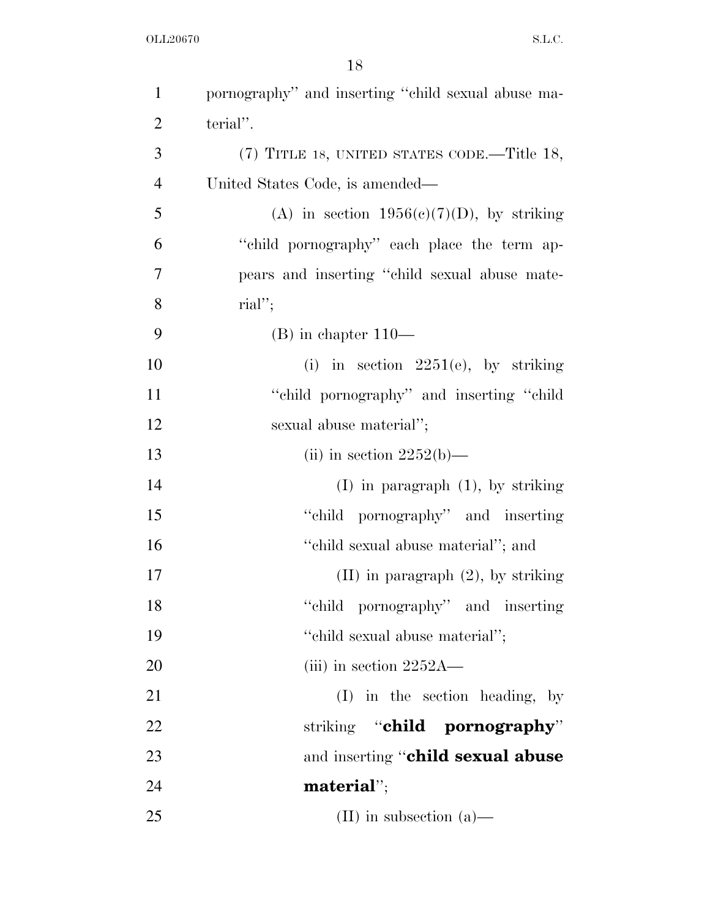pornography'' and inserting ''child sexual abuse material''.

(7) TITLE 18, UNITED STATES CODE.—Title 18, United States Code, is amended—

(A) in section 1956(c)(7)(D), by striking ''child pornography'' each place the term appears and inserting ''child sexual abuse material'';

(B) in chapter 110—

(i) in section 2251(e), by striking ''child pornography'' and inserting ''child sexual abuse material'';

(ii) in section 2252(b)—

(I) in paragraph (1), by striking ''child pornography'' and inserting ''child sexual abuse material''; and

(II) in paragraph (2), by striking ''child pornography'' and inserting ''child sexual abuse material'';

(iii) in section 2252A—

(I) in the section heading, by striking ''**child pornography**'' and inserting ''**child sexual abuse material**'';

(II) in subsection (a)—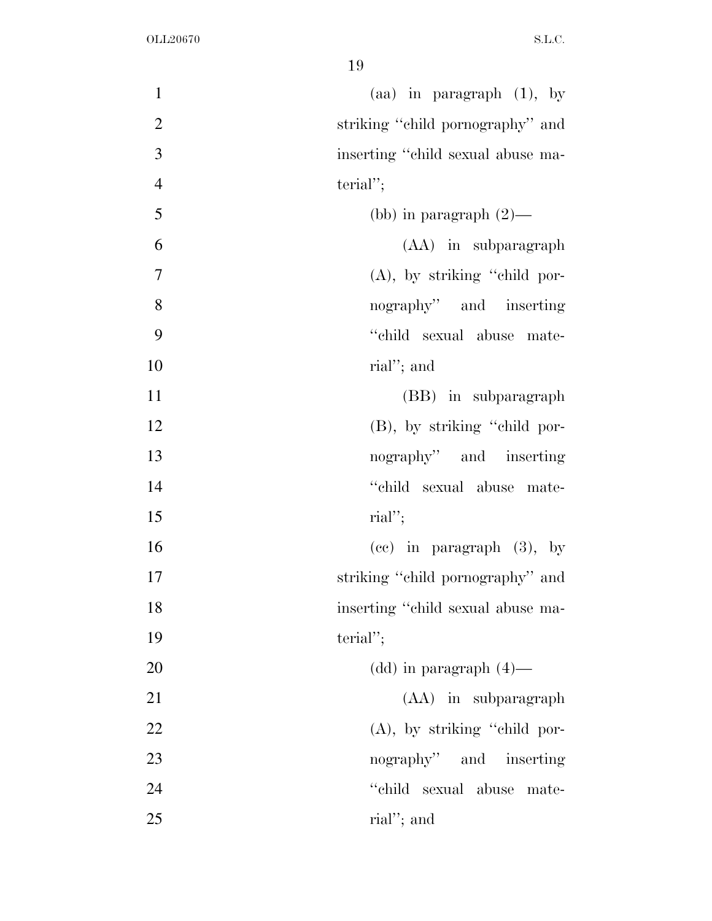(aa) in paragraph (1), by striking "child pornography" and inserting "child sexual abuse material";

(bb) in paragraph (2)—

(AA) in subparagraph (A), by striking "child pornography" and inserting "child sexual abuse material"; and

(BB) in subparagraph (B), by striking "child pornography" and inserting "child sexual abuse material";

(cc) in paragraph (3), by striking "child pornography" and inserting "child sexual abuse material";

(dd) in paragraph (4)—

(AA) in subparagraph (A), by striking "child pornography" and inserting "child sexual abuse material"; and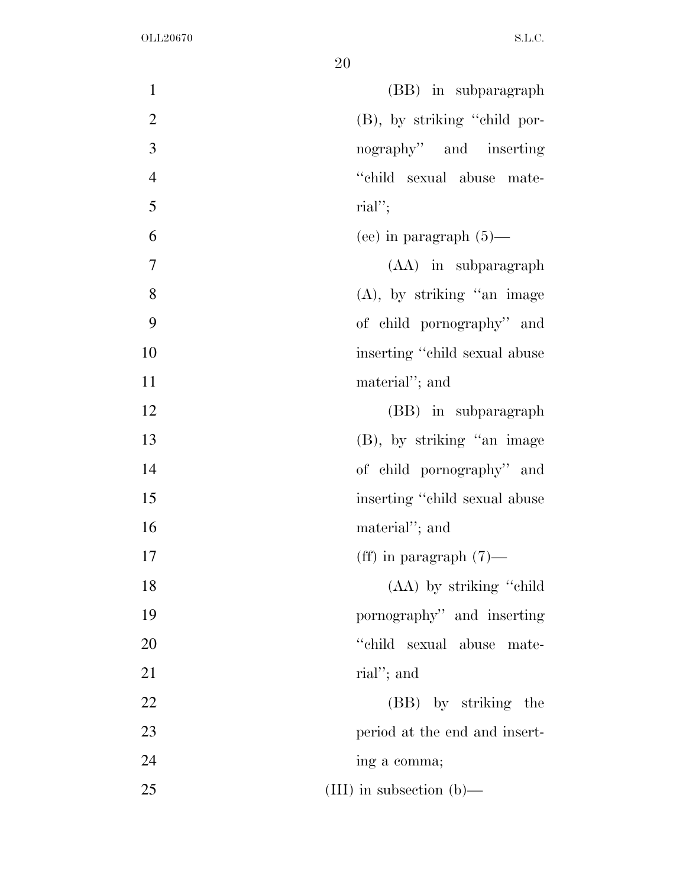(BB) in subparagraph (B), by striking "child pornography" and inserting "child sexual abuse material";

(ee) in paragraph (5)—

(AA) in subparagraph (A), by striking "an image of child pornography" and inserting "child sexual abuse material"; and

(BB) in subparagraph (B), by striking "an image of child pornography" and inserting "child sexual abuse material"; and

(ff) in paragraph (7)—

(AA) by striking "child pornography" and inserting "child sexual abuse material"; and

(BB) by striking the period at the end and inserting a comma;

(III) in subsection (b)—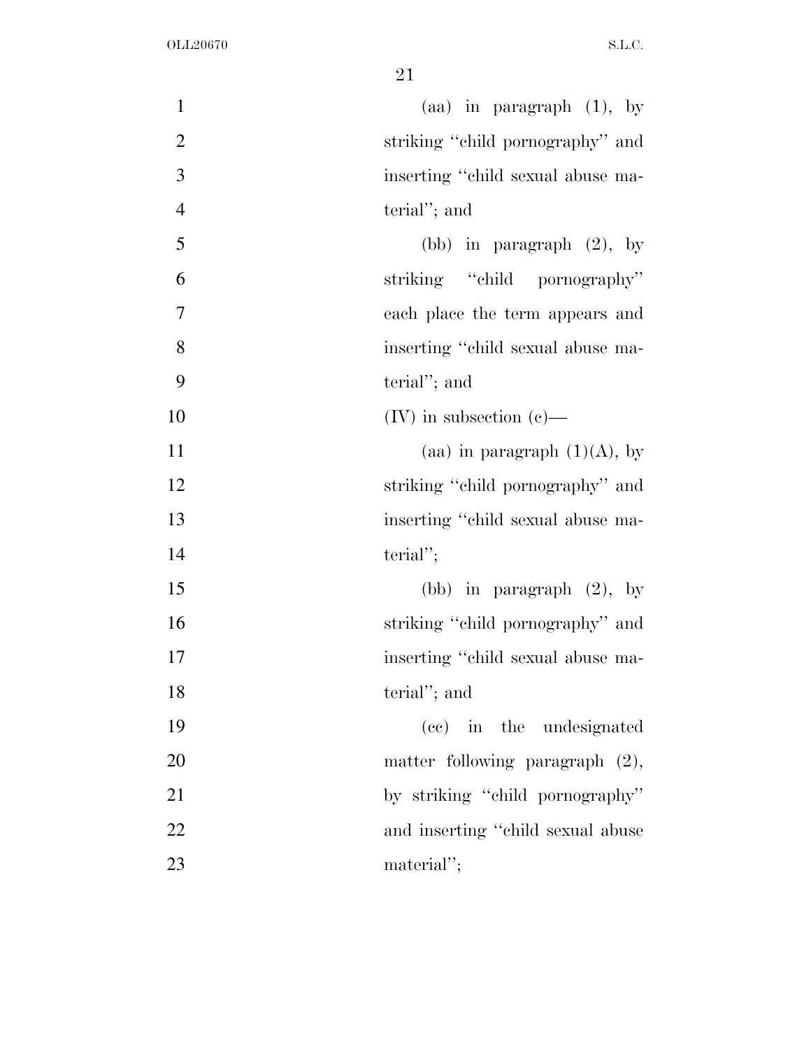(aa) in paragraph (1), by striking ''child pornography'' and inserting ''child sexual abuse material''; and

(bb) in paragraph (2), by striking ''child pornography'' each place the term appears and inserting ''child sexual abuse material''; and

(IV) in subsection (c)—

(aa) in paragraph (1)(A), by striking ''child pornography'' and inserting ''child sexual abuse material'';

(bb) in paragraph (2), by striking ''child pornography'' and inserting ''child sexual abuse material''; and

(cc) in the undesignated matter following paragraph (2), by striking ''child pornography'' and inserting ''child sexual abuse material'';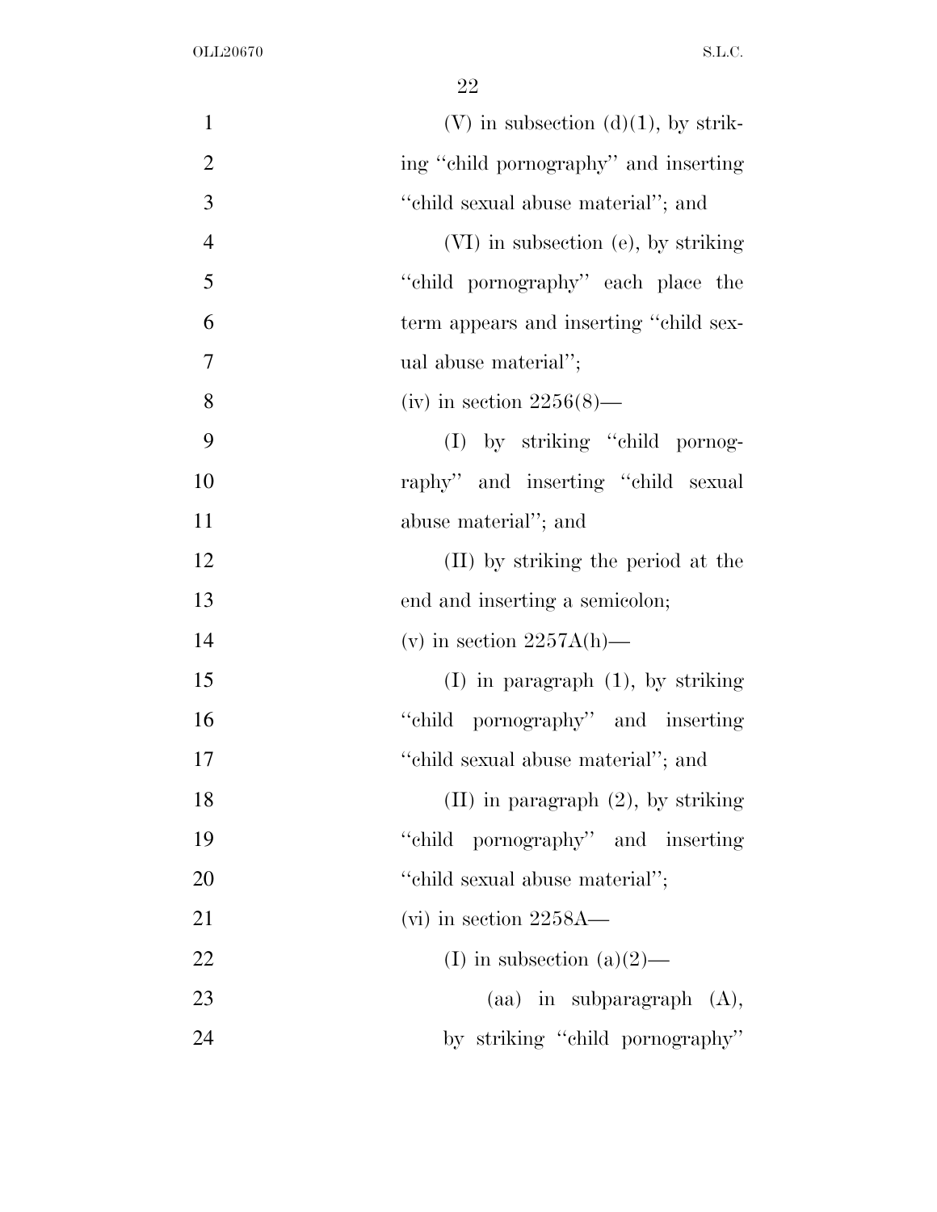(V) in subsection (d)(1), by striking "child pornography" and inserting "child sexual abuse material"; and

(VI) in subsection (e), by striking "child pornography" each place the term appears and inserting "child sexual abuse material";

(iv) in section 2256(8)—

(I) by striking "child pornography" and inserting "child sexual abuse material"; and

(II) by striking the period at the end and inserting a semicolon;

(v) in section 2257A(h)—

(I) in paragraph (1), by striking "child pornography" and inserting "child sexual abuse material"; and

(II) in paragraph (2), by striking "child pornography" and inserting "child sexual abuse material";

(vi) in section 2258A—

(I) in subsection (a)(2)—

(aa) in subparagraph (A), by striking "child pornography"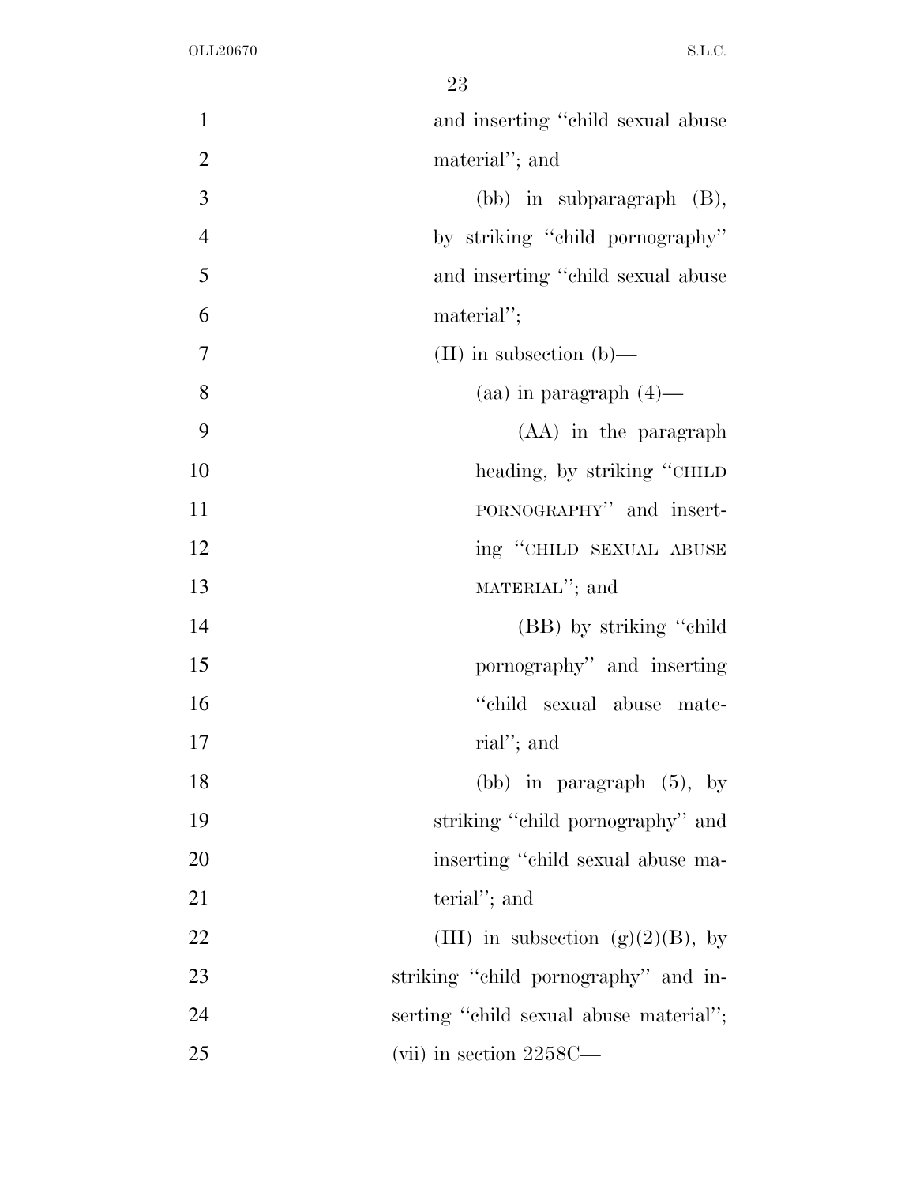and inserting "child sexual abuse material"; and

(bb) in subparagraph (B), by striking "child pornography" and inserting "child sexual abuse material";

(II) in subsection (b)—

(aa) in paragraph (4)—

(AA) in the paragraph heading, by striking "CHILD PORNOGRAPHY" and inserting "CHILD SEXUAL ABUSE MATERIAL"; and

(BB) by striking "child pornography" and inserting "child sexual abuse material"; and

(bb) in paragraph (5), by striking "child pornography" and inserting "child sexual abuse material"; and

(III) in subsection (g)(2)(B), by striking "child pornography" and inserting "child sexual abuse material";

(vii) in section 2258C—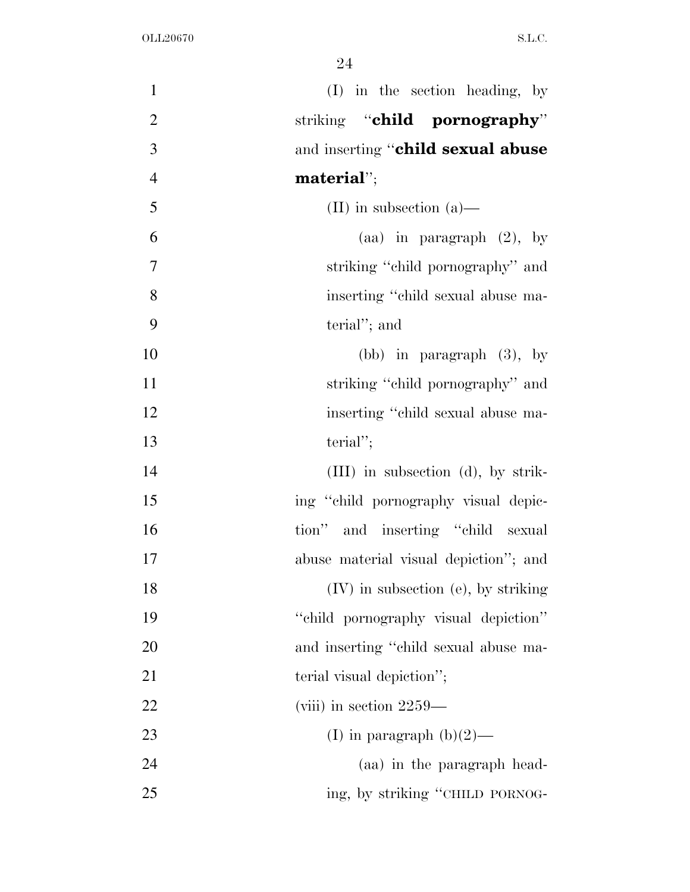(I) in the section heading, by striking "**child pornography**" and inserting "**child sexual abuse material**";

(II) in subsection (a)—

(aa) in paragraph (2), by striking "child pornography" and inserting "child sexual abuse material"; and

(bb) in paragraph (3), by striking "child pornography" and inserting "child sexual abuse material";

(III) in subsection (d), by striking "child pornography visual depiction" and inserting "child sexual abuse material visual depiction"; and

(IV) in subsection (e), by striking "child pornography visual depiction" and inserting "child sexual abuse material visual depiction";

(viii) in section 2259—

(I) in paragraph (b)(2)—

(aa) in the paragraph heading, by striking "CHILD PORNOG-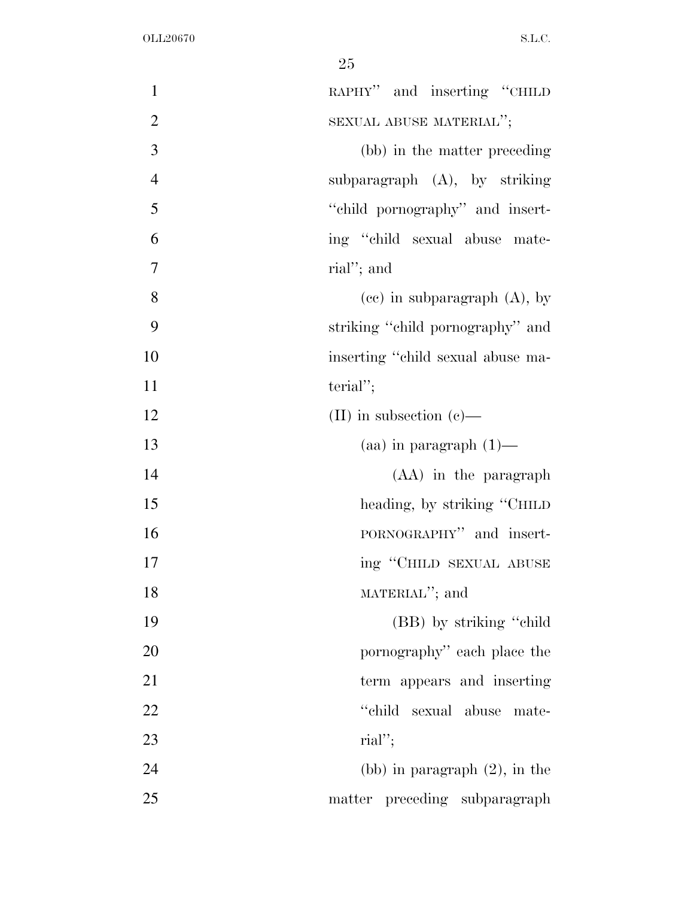RAPHY'' and inserting ''CHILD SEXUAL ABUSE MATERIAL'';

(bb) in the matter preceding subparagraph (A), by striking ''child pornography'' and inserting ''child sexual abuse material''; and

(cc) in subparagraph (A), by striking ''child pornography'' and inserting ''child sexual abuse material'';

(II) in subsection (c)—

(aa) in paragraph (1)—

(AA) in the paragraph heading, by striking ''CHILD PORNOGRAPHY'' and inserting ''CHILD SEXUAL ABUSE MATERIAL''; and

(BB) by striking ''child pornography'' each place the term appears and inserting ''child sexual abuse material'';

(bb) in paragraph (2), in the matter preceding subparagraph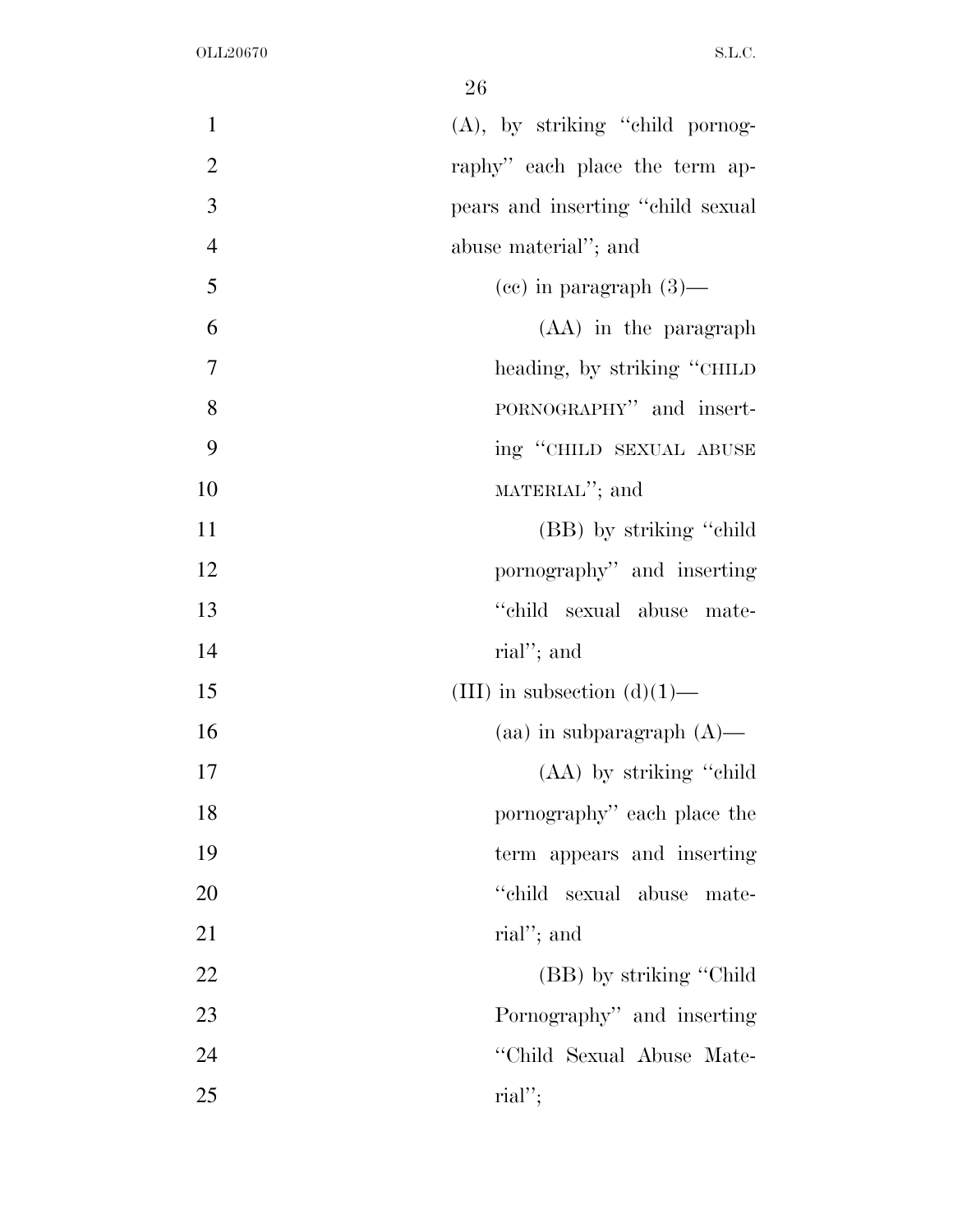(A), by striking "child pornography" each place the term appears and inserting "child sexual abuse material"; and

(cc) in paragraph (3)—

(AA) in the paragraph heading, by striking "CHILD PORNOGRAPHY" and inserting "CHILD SEXUAL ABUSE MATERIAL"; and

(BB) by striking "child pornography" and inserting "child sexual abuse material"; and

(III) in subsection (d)(1)—

(aa) in subparagraph (A)—

(AA) by striking "child pornography" each place the term appears and inserting "child sexual abuse material"; and

(BB) by striking "Child Pornography" and inserting "Child Sexual Abuse Material";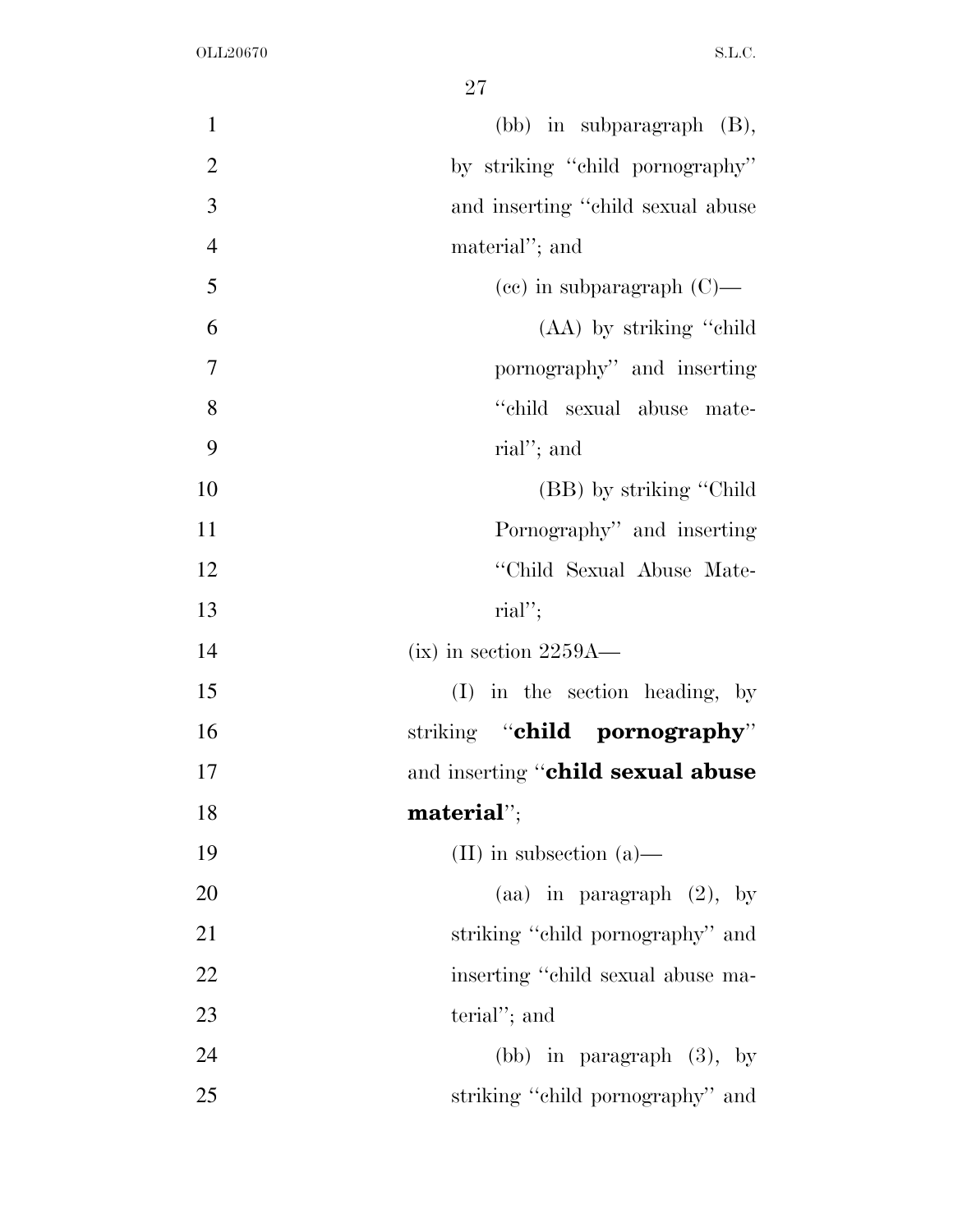(bb) in subparagraph (B), by striking "child pornography" and inserting "child sexual abuse material"; and

(cc) in subparagraph (C)—

(AA) by striking "child pornography" and inserting "child sexual abuse material"; and

(BB) by striking "Child Pornography" and inserting "Child Sexual Abuse Material";

(ix) in section 2259A—

(I) in the section heading, by striking "**child pornography**" and inserting "**child sexual abuse material**";

(II) in subsection (a)—

(aa) in paragraph (2), by striking "child pornography" and inserting "child sexual abuse material"; and

(bb) in paragraph (3), by striking "child pornography" and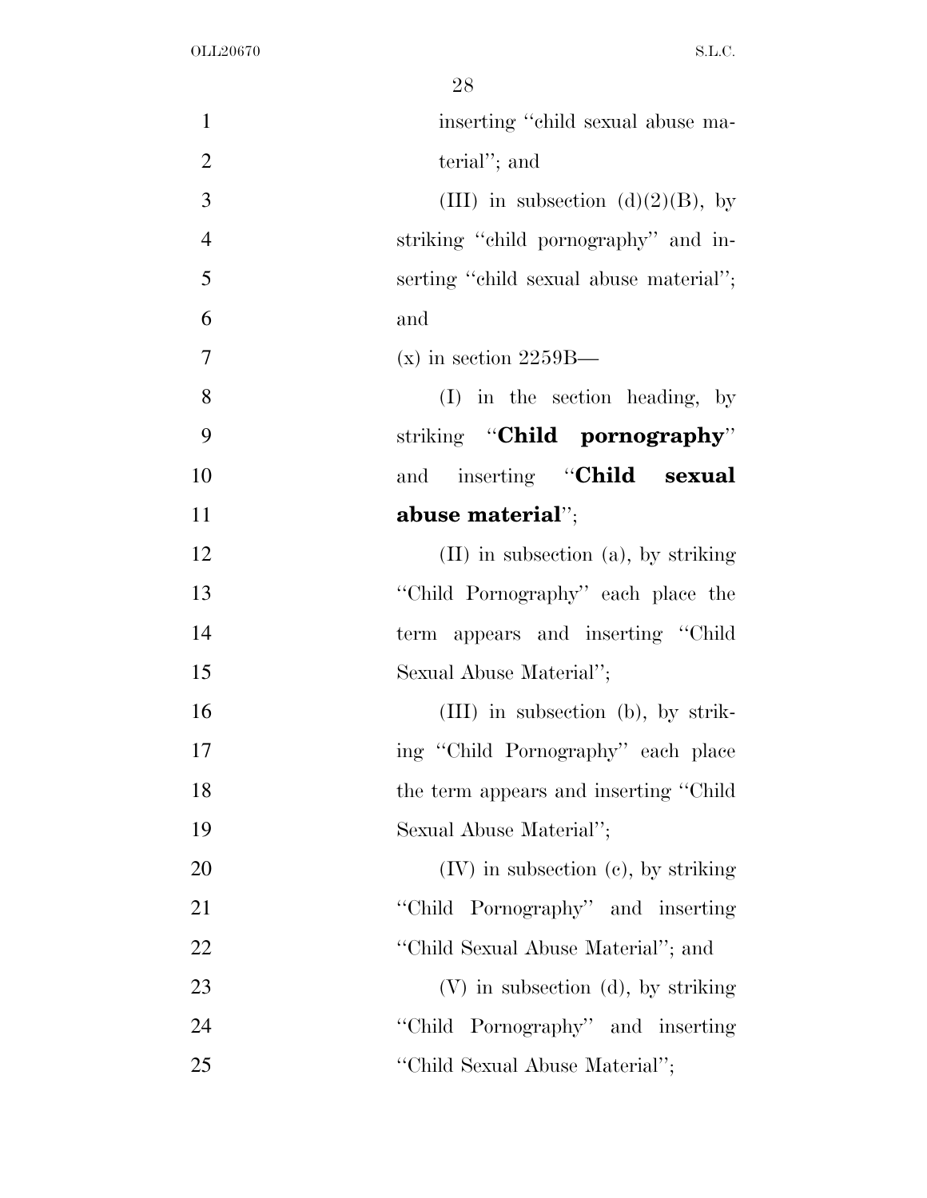inserting "child sexual abuse material"; and

(III) in subsection (d)(2)(B), by striking "child pornography" and inserting "child sexual abuse material"; and

(x) in section 2259B—

(I) in the section heading, by striking "**Child pornography**" and inserting "**Child sexual abuse material**";

(II) in subsection (a), by striking "Child Pornography" each place the term appears and inserting "Child Sexual Abuse Material";

(III) in subsection (b), by striking "Child Pornography" each place the term appears and inserting "Child Sexual Abuse Material";

(IV) in subsection (c), by striking "Child Pornography" and inserting "Child Sexual Abuse Material"; and

(V) in subsection (d), by striking "Child Pornography" and inserting "Child Sexual Abuse Material";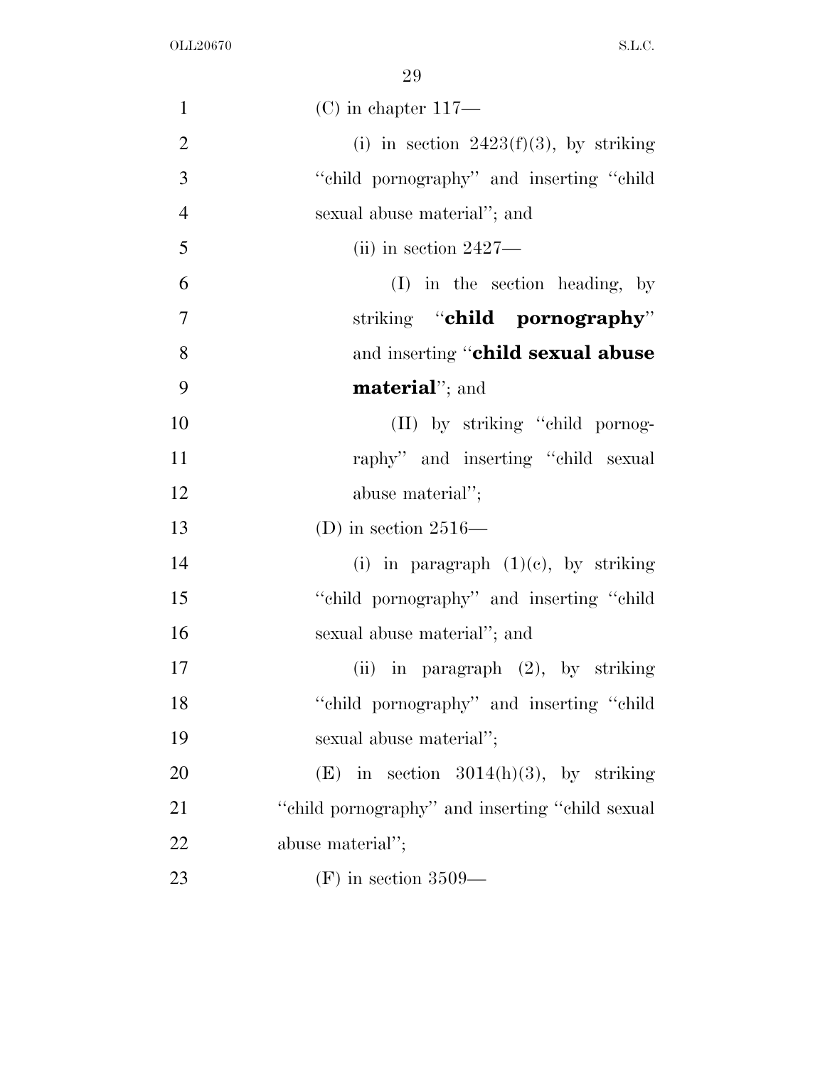(C) in chapter 117—

(i) in section 2423(f)(3), by striking "child pornography" and inserting "child sexual abuse material"; and

(ii) in section 2427—

(I) in the section heading, by striking "**child pornography**" and inserting "**child sexual abuse material**"; and

(II) by striking "child pornography" and inserting "child sexual abuse material";

(D) in section 2516—

(i) in paragraph (1)(c), by striking "child pornography" and inserting "child sexual abuse material"; and

(ii) in paragraph (2), by striking "child pornography" and inserting "child sexual abuse material";

(E) in section 3014(h)(3), by striking "child pornography" and inserting "child sexual abuse material";

(F) in section 3509—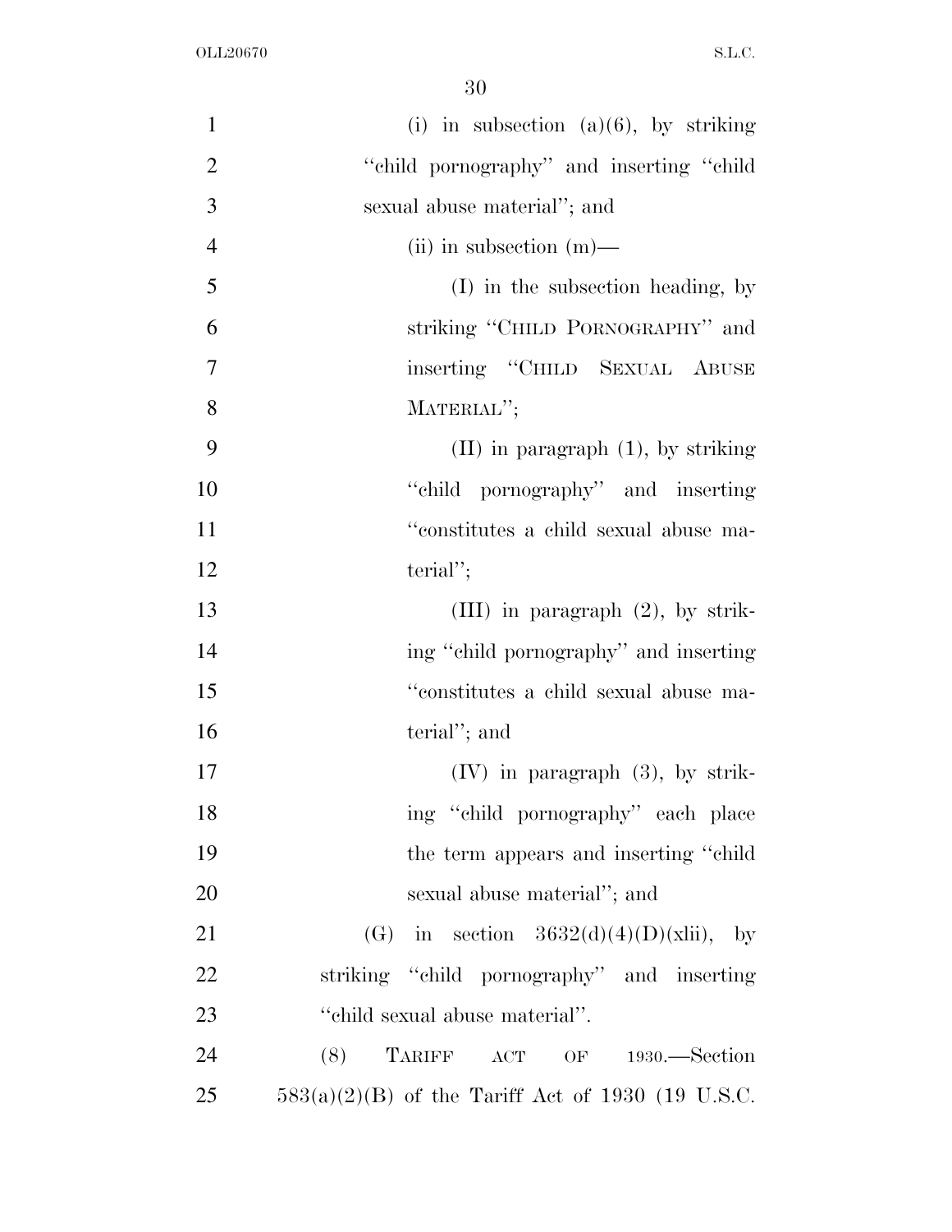(i) in subsection (a)(6), by striking "child pornography" and inserting "child sexual abuse material"; and

(ii) in subsection (m)—

(I) in the subsection heading, by striking "CHILD PORNOGRAPHY" and inserting "CHILD SEXUAL ABUSE MATERIAL";

(II) in paragraph (1), by striking "child pornography" and inserting "constitutes a child sexual abuse material";

(III) in paragraph (2), by striking "child pornography" and inserting "constitutes a child sexual abuse material"; and

(IV) in paragraph (3), by striking "child pornography" each place the term appears and inserting "child sexual abuse material"; and

(G) in section 3632(d)(4)(D)(xlii), by striking "child pornography" and inserting "child sexual abuse material".

(8) TARIFF ACT OF 1930.—Section 583(a)(2)(B) of the Tariff Act of 1930 (19 U.S.C.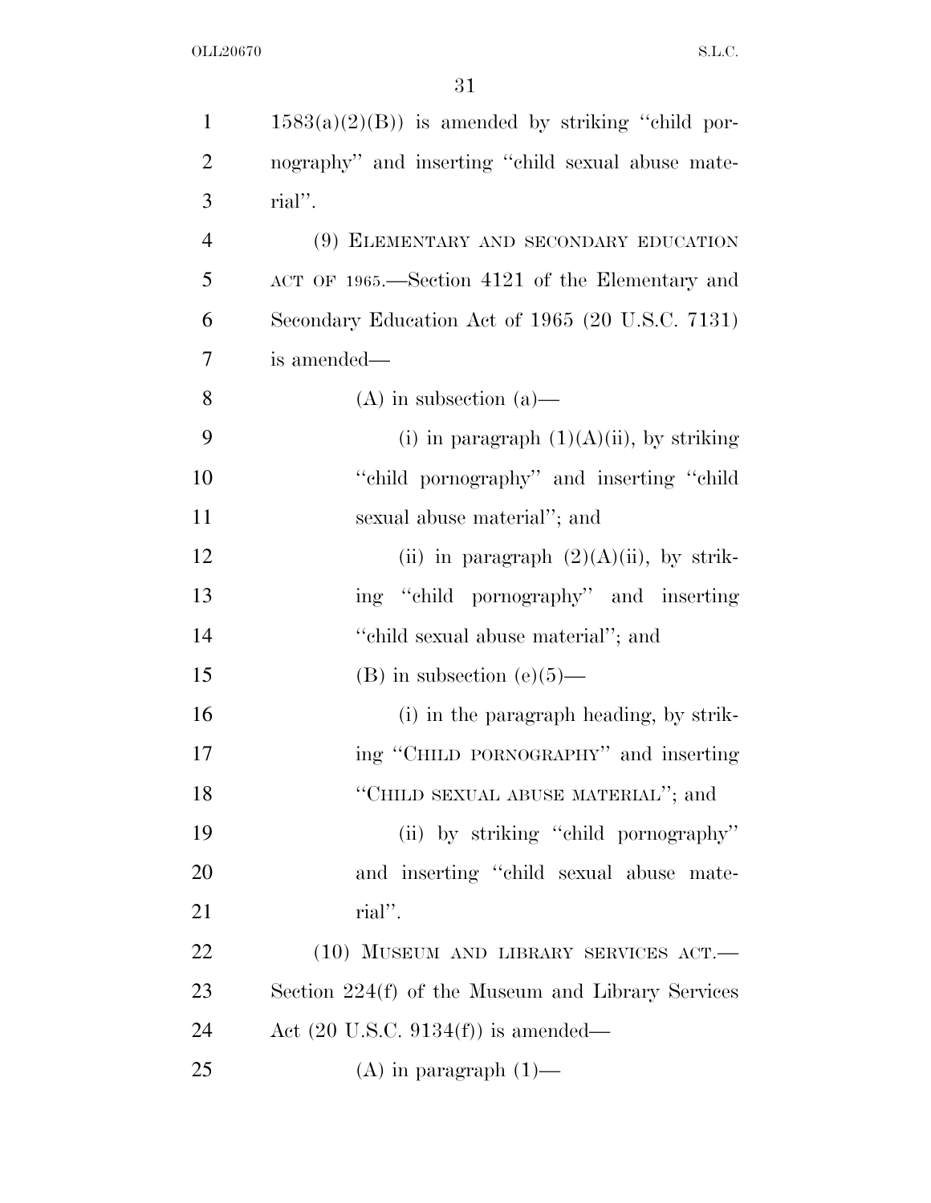1583(a)(2)(B)) is amended by striking "child pornography" and inserting "child sexual abuse material".

(9) ELEMENTARY AND SECONDARY EDUCATION ACT OF 1965.—Section 4121 of the Elementary and Secondary Education Act of 1965 (20 U.S.C. 7131) is amended—

(A) in subsection (a)—

(i) in paragraph (1)(A)(ii), by striking "child pornography" and inserting "child sexual abuse material"; and

(ii) in paragraph (2)(A)(ii), by striking "child pornography" and inserting "child sexual abuse material"; and

(B) in subsection (e)(5)—

(i) in the paragraph heading, by striking "CHILD PORNOGRAPHY" and inserting "CHILD SEXUAL ABUSE MATERIAL"; and

(ii) by striking "child pornography" and inserting "child sexual abuse material".

(10) MUSEUM AND LIBRARY SERVICES ACT.—Section 224(f) of the Museum and Library Services Act (20 U.S.C. 9134(f)) is amended—

(A) in paragraph (1)—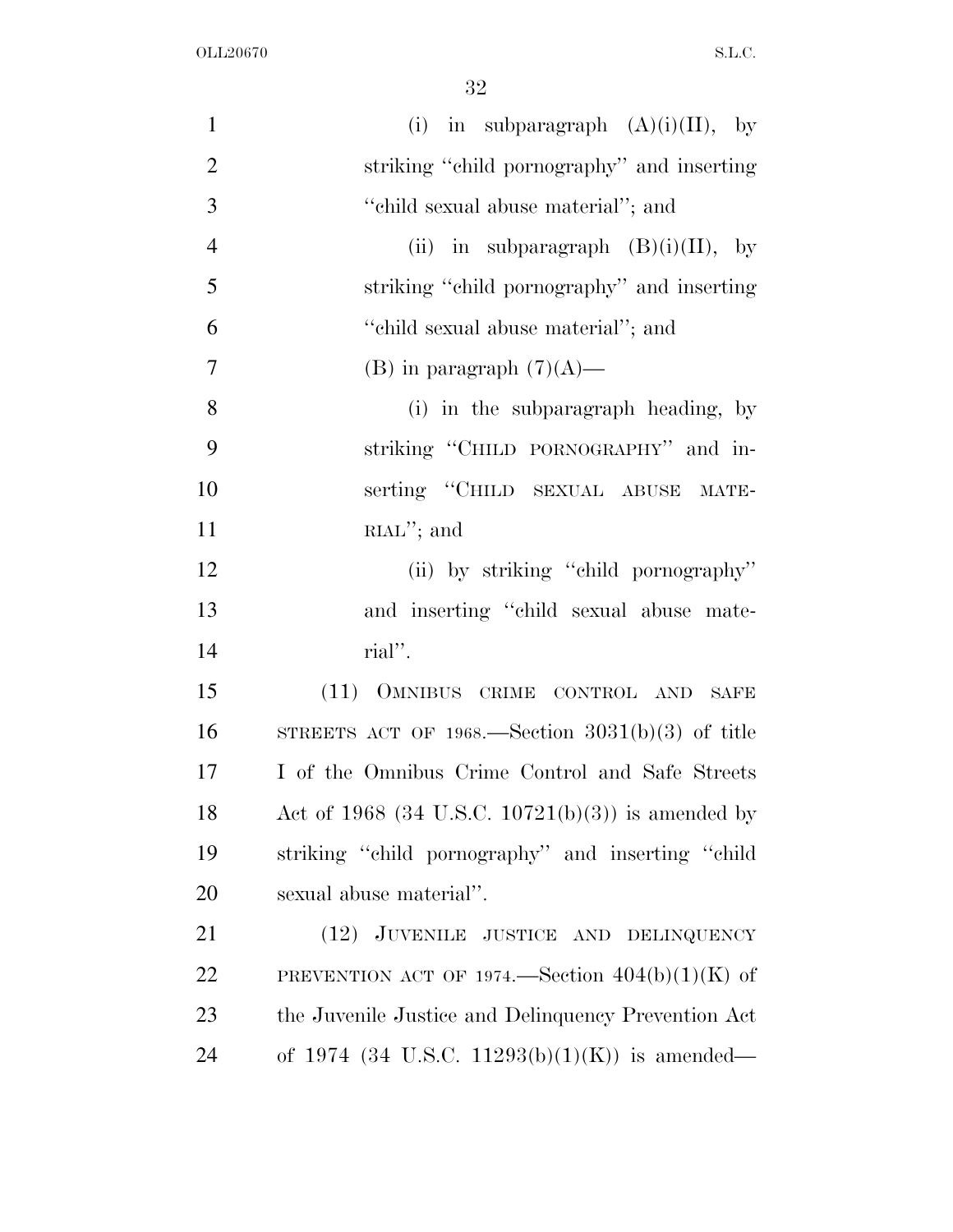(i) in subparagraph (A)(i)(II), by striking "child pornography" and inserting "child sexual abuse material"; and

(ii) in subparagraph (B)(i)(II), by striking "child pornography" and inserting "child sexual abuse material"; and

(B) in paragraph (7)(A)—

(i) in the subparagraph heading, by striking "CHILD PORNOGRAPHY" and inserting "CHILD SEXUAL ABUSE MATERIAL"; and

(ii) by striking "child pornography" and inserting "child sexual abuse material".

(11) OMNIBUS CRIME CONTROL AND SAFE STREETS ACT OF 1968.—Section 3031(b)(3) of title I of the Omnibus Crime Control and Safe Streets Act of 1968 (34 U.S.C. 10721(b)(3)) is amended by striking "child pornography" and inserting "child sexual abuse material".

(12) JUVENILE JUSTICE AND DELINQUENCY PREVENTION ACT OF 1974.—Section 404(b)(1)(K) of the Juvenile Justice and Delinquency Prevention Act of 1974 (34 U.S.C. 11293(b)(1)(K)) is amended—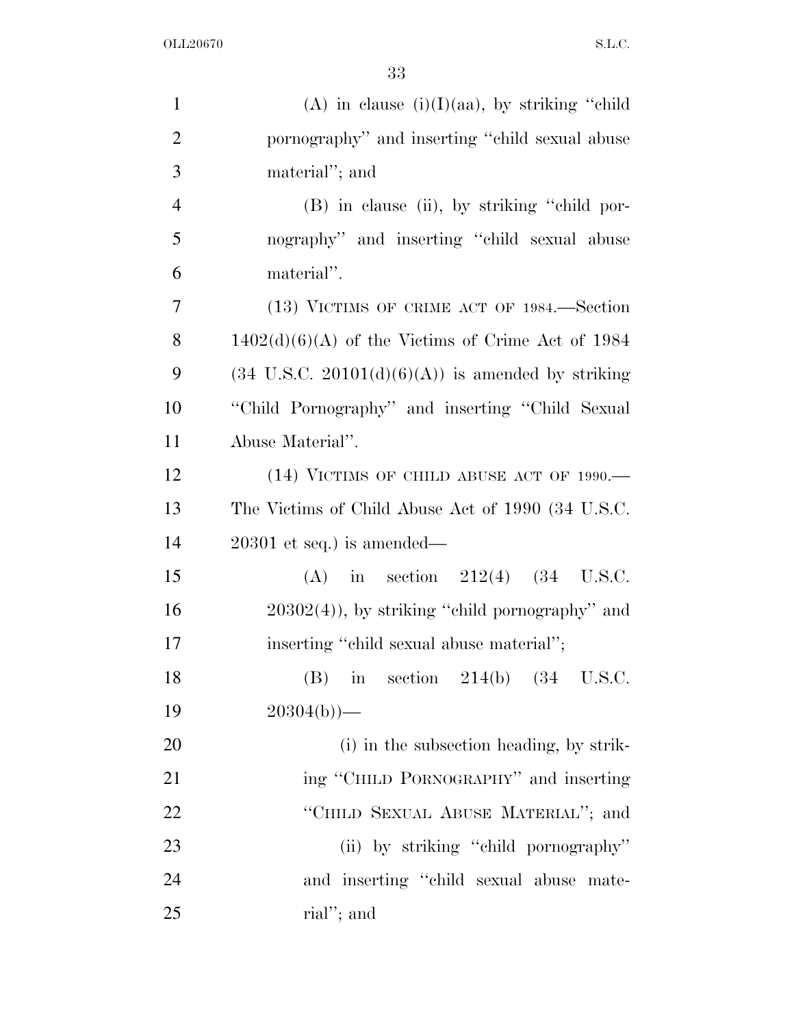(A) in clause (i)(I)(aa), by striking "child pornography" and inserting "child sexual abuse material"; and

(B) in clause (ii), by striking "child pornography" and inserting "child sexual abuse material".

(13) VICTIMS OF CRIME ACT OF 1984.—Section 1402(d)(6)(A) of the Victims of Crime Act of 1984 (34 U.S.C. 20101(d)(6)(A)) is amended by striking "Child Pornography" and inserting "Child Sexual Abuse Material".

(14) VICTIMS OF CHILD ABUSE ACT OF 1990.—The Victims of Child Abuse Act of 1990 (34 U.S.C. 20301 et seq.) is amended—

(A) in section 212(4) (34 U.S.C. 20302(4)), by striking "child pornography" and inserting "child sexual abuse material";

(B) in section 214(b) (34 U.S.C. 20304(b))—

(i) in the subsection heading, by striking "CHILD PORNOGRAPHY" and inserting "CHILD SEXUAL ABUSE MATERIAL"; and

(ii) by striking "child pornography" and inserting "child sexual abuse material"; and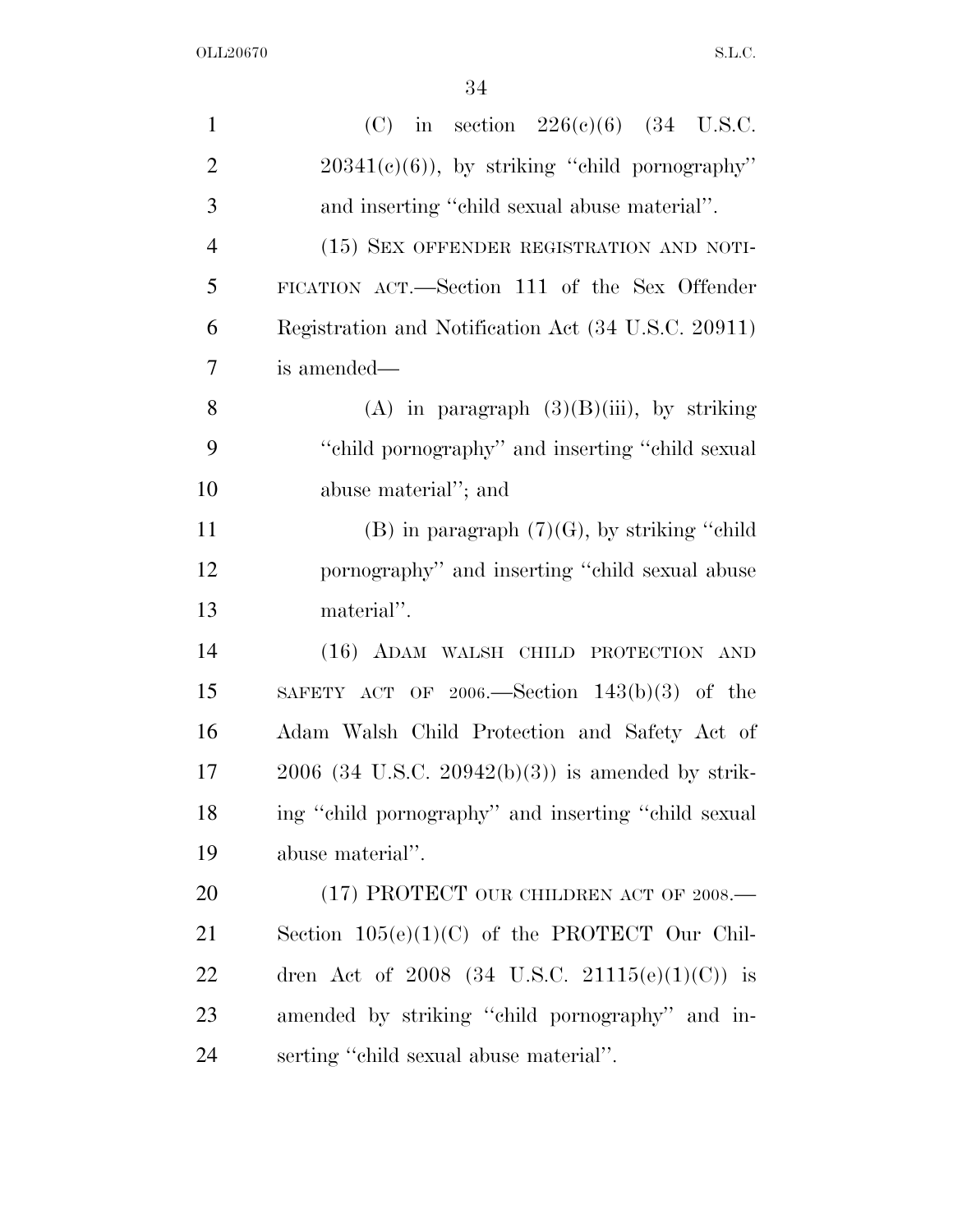(C) in section 226(c)(6) (34 U.S.C. 20341(c)(6)), by striking ''child pornography'' and inserting ''child sexual abuse material''.

(15) SEX OFFENDER REGISTRATION AND NOTIFICATION ACT.—Section 111 of the Sex Offender Registration and Notification Act (34 U.S.C. 20911) is amended—

(A) in paragraph (3)(B)(iii), by striking ''child pornography'' and inserting ''child sexual abuse material''; and

(B) in paragraph (7)(G), by striking ''child pornography'' and inserting ''child sexual abuse material''.

(16) ADAM WALSH CHILD PROTECTION AND SAFETY ACT OF 2006.—Section 143(b)(3) of the Adam Walsh Child Protection and Safety Act of 2006 (34 U.S.C. 20942(b)(3)) is amended by striking ''child pornography'' and inserting ''child sexual abuse material''.

(17) PROTECT OUR CHILDREN ACT OF 2008.—Section 105(e)(1)(C) of the PROTECT Our Children Act of 2008 (34 U.S.C. 21115(e)(1)(C)) is amended by striking ''child pornography'' and inserting ''child sexual abuse material''.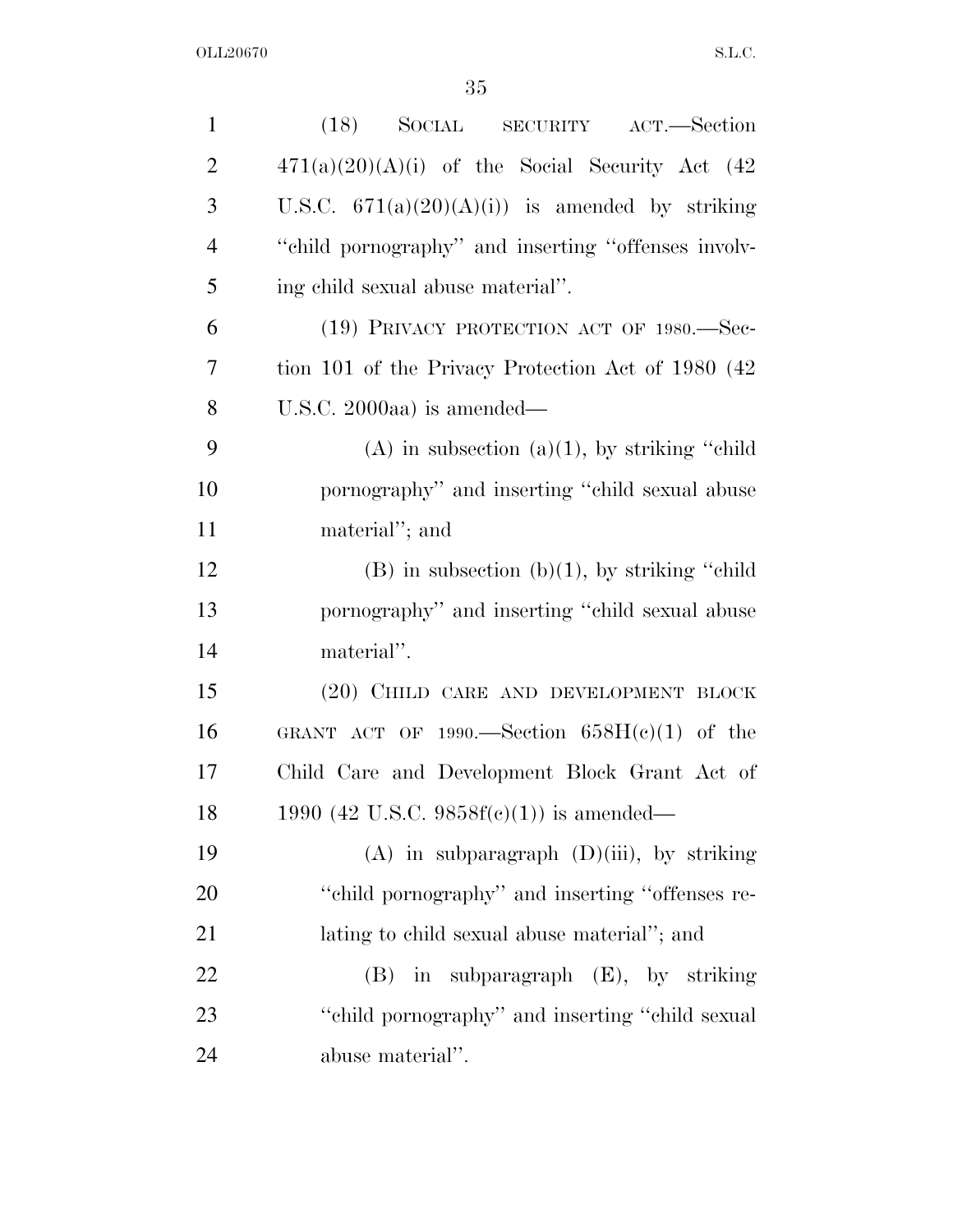(18) SOCIAL SECURITY ACT.—Section 471(a)(20)(A)(i) of the Social Security Act (42 U.S.C. 671(a)(20)(A)(i)) is amended by striking "child pornography" and inserting "offenses involving child sexual abuse material".

(19) PRIVACY PROTECTION ACT OF 1980.—Section 101 of the Privacy Protection Act of 1980 (42 U.S.C. 2000aa) is amended—

(A) in subsection (a)(1), by striking "child pornography" and inserting "child sexual abuse material"; and

(B) in subsection (b)(1), by striking "child pornography" and inserting "child sexual abuse material".

(20) CHILD CARE AND DEVELOPMENT BLOCK GRANT ACT OF 1990.—Section 658H(c)(1) of the Child Care and Development Block Grant Act of 1990 (42 U.S.C. 9858f(c)(1)) is amended—

(A) in subparagraph (D)(iii), by striking "child pornography" and inserting "offenses relating to child sexual abuse material"; and

(B) in subparagraph (E), by striking "child pornography" and inserting "child sexual abuse material".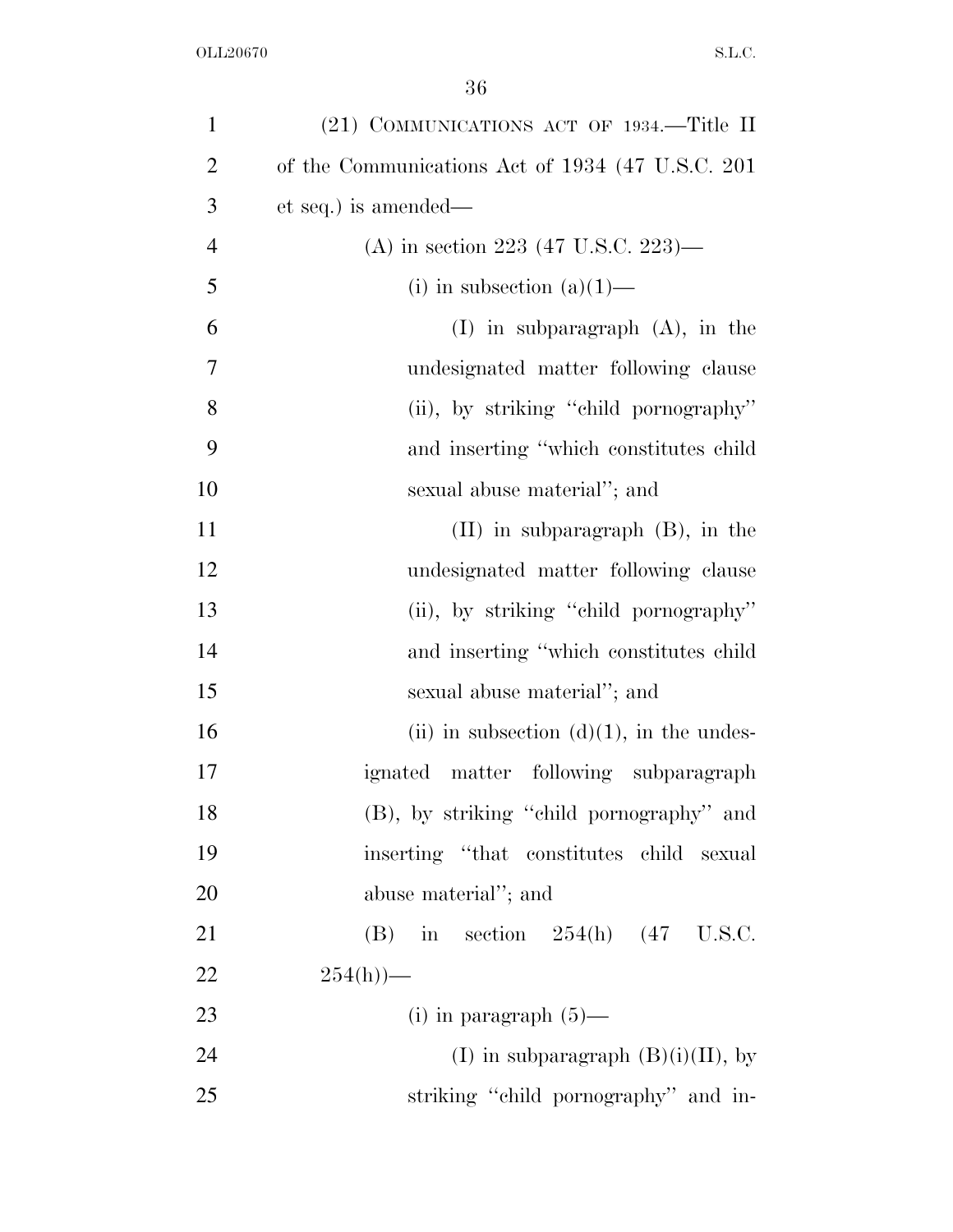(21) COMMUNICATIONS ACT OF 1934.—Title II of the Communications Act of 1934 (47 U.S.C. 201 et seq.) is amended—

(A) in section 223 (47 U.S.C. 223)—

(i) in subsection (a)(1)—

(I) in subparagraph (A), in the undesignated matter following clause (ii), by striking "child pornography" and inserting "which constitutes child sexual abuse material"; and

(II) in subparagraph (B), in the undesignated matter following clause (ii), by striking "child pornography" and inserting "which constitutes child sexual abuse material"; and

(ii) in subsection (d)(1), in the undesignated matter following subparagraph (B), by striking "child pornography" and inserting "that constitutes child sexual abuse material"; and

(B) in section 254(h) (47 U.S.C. 254(h))—

(i) in paragraph (5)—

(I) in subparagraph (B)(i)(II), by striking "child pornography" and in-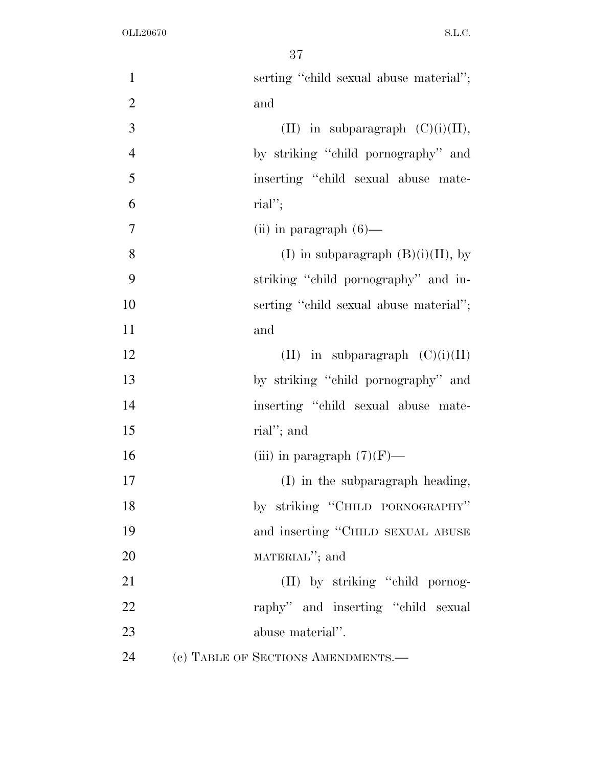serting "child sexual abuse material"; and

(II) in subparagraph (C)(i)(II), by striking "child pornography" and inserting "child sexual abuse material";

(ii) in paragraph (6)—

(I) in subparagraph (B)(i)(II), by striking "child pornography" and inserting "child sexual abuse material"; and

(II) in subparagraph (C)(i)(II) by striking "child pornography" and inserting "child sexual abuse material"; and

(iii) in paragraph (7)(F)—

(I) in the subparagraph heading, by striking "CHILD PORNOGRAPHY" and inserting "CHILD SEXUAL ABUSE MATERIAL"; and

(II) by striking "child pornography" and inserting "child sexual abuse material".

(c) TABLE OF SECTIONS AMENDMENTS.—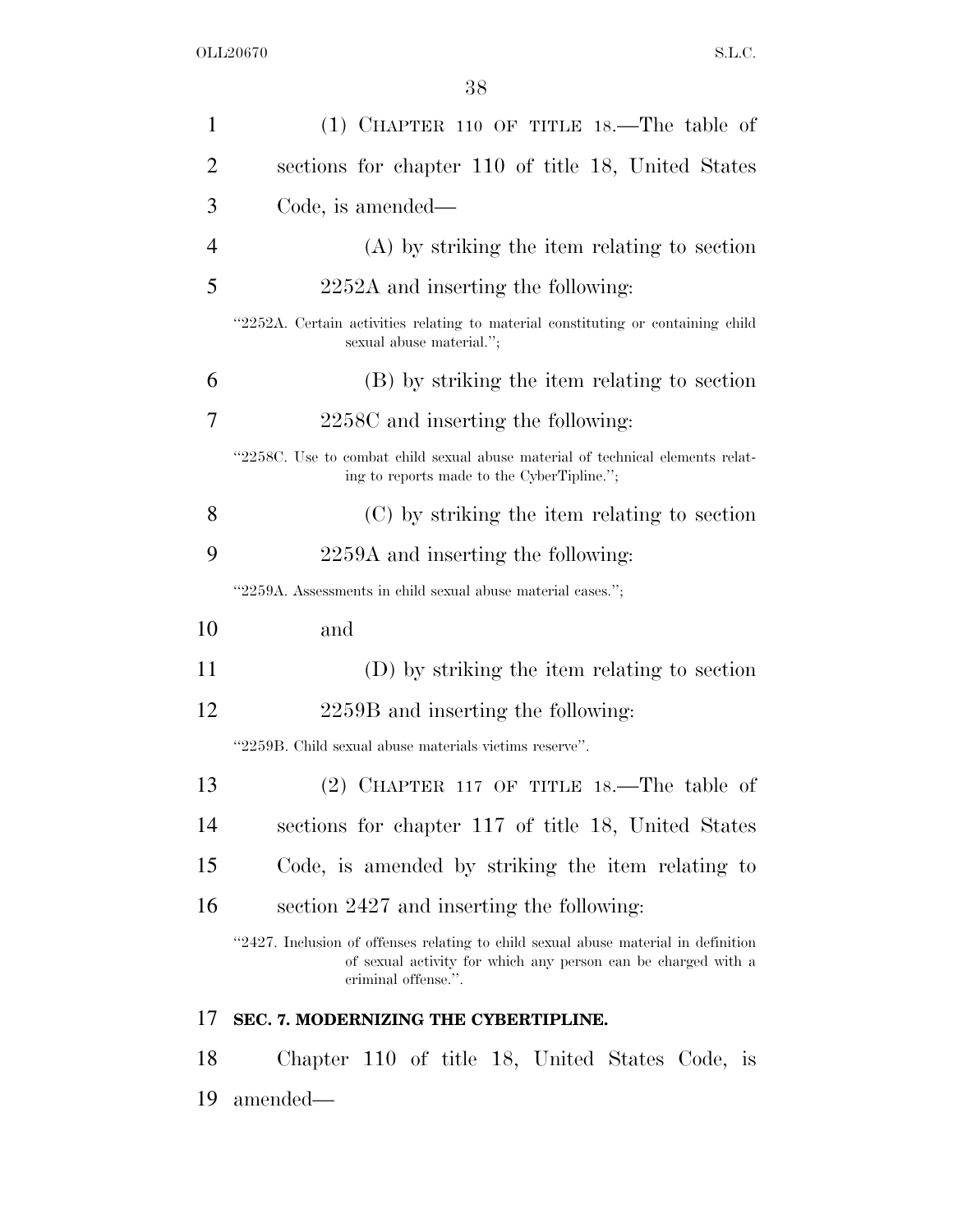(1) CHAPTER 110 OF TITLE 18.—The table of sections for chapter 110 of title 18, United States Code, is amended—

(A) by striking the item relating to section 2252A and inserting the following:

"2252A. Certain activities relating to material constituting or containing child sexual abuse material.";

(B) by striking the item relating to section 2258C and inserting the following:

"2258C. Use to combat child sexual abuse material of technical elements relating to reports made to the CyberTipline.";

(C) by striking the item relating to section 2259A and inserting the following:

"2259A. Assessments in child sexual abuse material cases.";

and

(D) by striking the item relating to section 2259B and inserting the following:

"2259B. Child sexual abuse materials victims reserve".

(2) CHAPTER 117 OF TITLE 18.—The table of sections for chapter 117 of title 18, United States Code, is amended by striking the item relating to section 2427 and inserting the following:

"2427. Inclusion of offenses relating to child sexual abuse material in definition of sexual activity for which any person can be charged with a criminal offense.".

**SEC. 7. MODERNIZING THE CYBERTIPLINE.**

Chapter 110 of title 18, United States Code, is amended—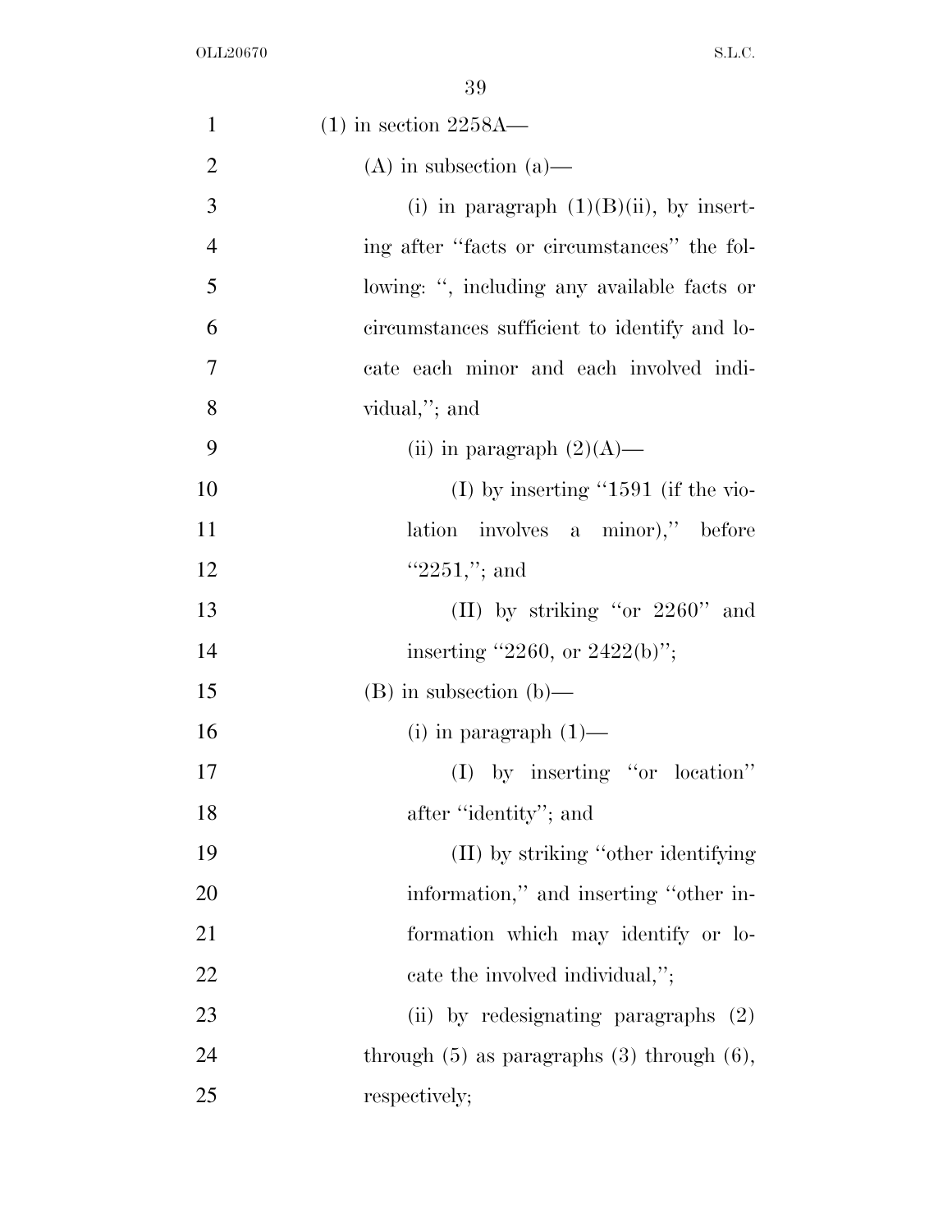(1) in section 2258A—

(A) in subsection (a)—

(i) in paragraph (1)(B)(ii), by inserting after ''facts or circumstances'' the following: '', including any available facts or circumstances sufficient to identify and locate each minor and each involved individual,''; and

(ii) in paragraph (2)(A)—

(I) by inserting ''1591 (if the violation involves a minor),'' before ''2251,''; and

(II) by striking ''or 2260'' and inserting ''2260, or 2422(b)'';

(B) in subsection (b)—

(i) in paragraph (1)—

(I) by inserting ''or location'' after ''identity''; and

(II) by striking ''other identifying information,'' and inserting ''other information which may identify or locate the involved individual,'';

(ii) by redesignating paragraphs (2) through (5) as paragraphs (3) through (6), respectively;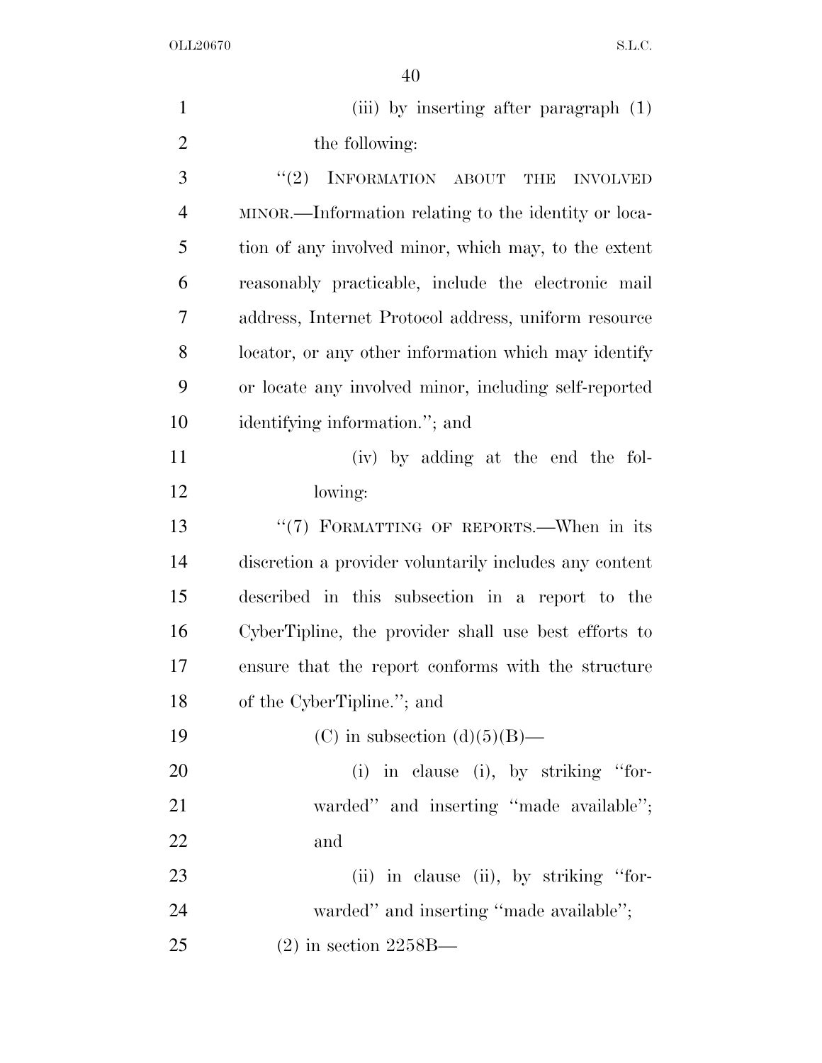(iii) by inserting after paragraph (1) the following:

"(2) INFORMATION ABOUT THE INVOLVED MINOR.—Information relating to the identity or location of any involved minor, which may, to the extent reasonably practicable, include the electronic mail address, Internet Protocol address, uniform resource locator, or any other information which may identify or locate any involved minor, including self-reported identifying information."; and

(iv) by adding at the end the following:

"(7) FORMATTING OF REPORTS.—When in its discretion a provider voluntarily includes any content described in this subsection in a report to the CyberTipline, the provider shall use best efforts to ensure that the report conforms with the structure of the CyberTipline."; and

(C) in subsection (d)(5)(B)—

(i) in clause (i), by striking "forwarded" and inserting "made available"; and

(ii) in clause (ii), by striking "forwarded" and inserting "made available";

(2) in section 2258B—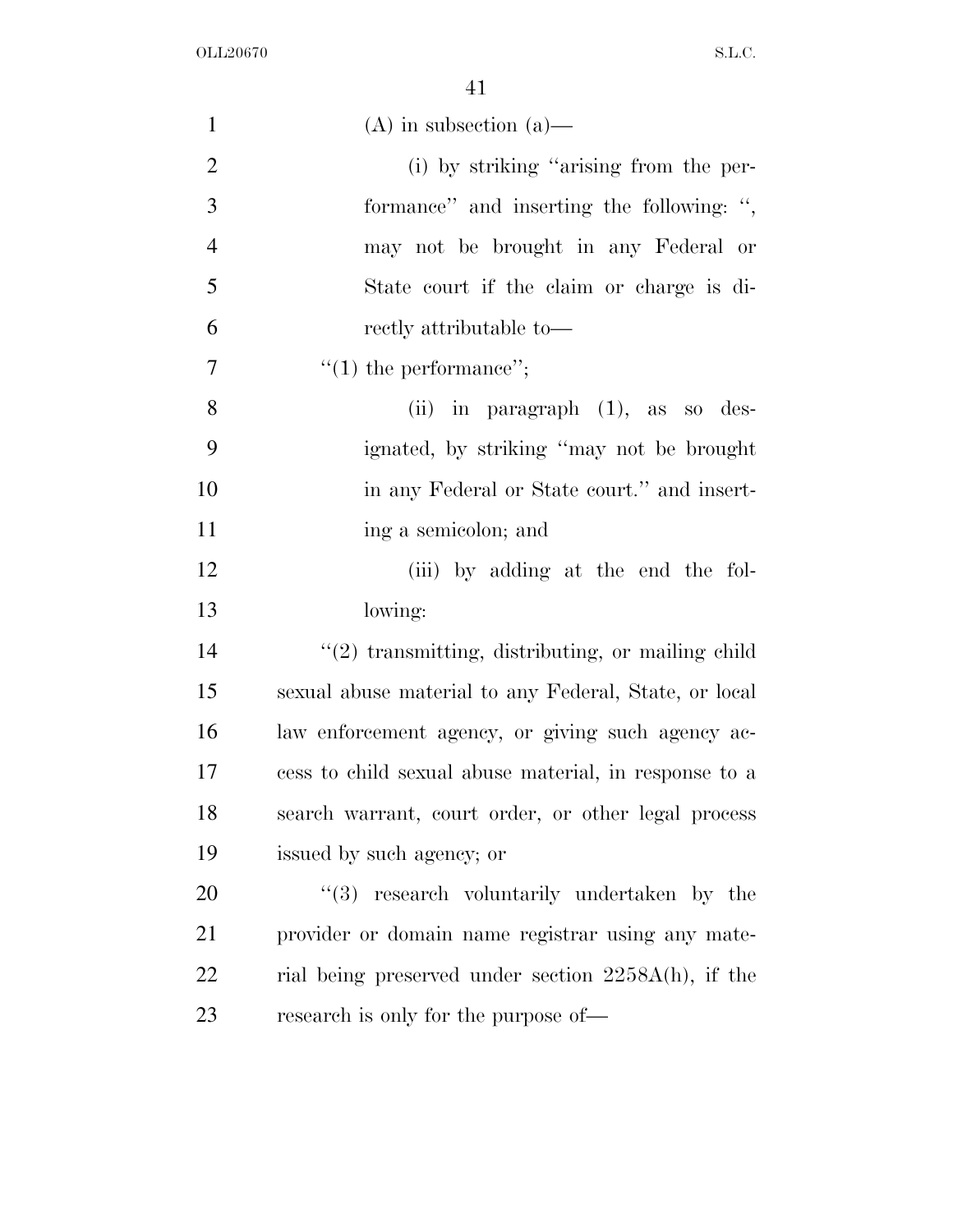(A) in subsection (a)—

(i) by striking "arising from the performance" and inserting the following: ", may not be brought in any Federal or State court if the claim or charge is directly attributable to—

"(1) the performance";

(ii) in paragraph (1), as so designated, by striking "may not be brought in any Federal or State court." and inserting a semicolon; and

(iii) by adding at the end the following:

"(2) transmitting, distributing, or mailing child sexual abuse material to any Federal, State, or local law enforcement agency, or giving such agency access to child sexual abuse material, in response to a search warrant, court order, or other legal process issued by such agency; or

"(3) research voluntarily undertaken by the provider or domain name registrar using any material being preserved under section 2258A(h), if the research is only for the purpose of—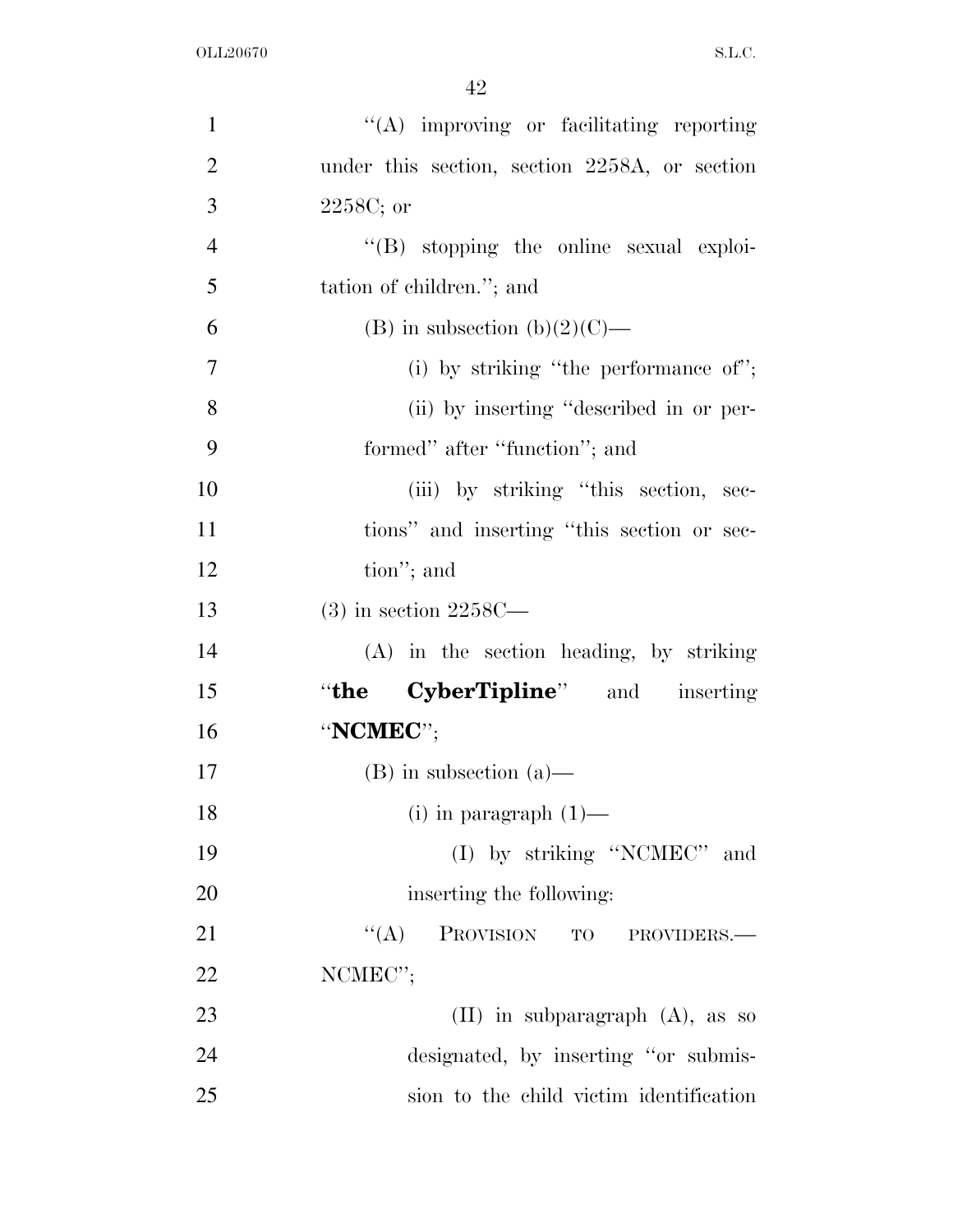"(A) improving or facilitating reporting under this section, section 2258A, or section 2258C; or

"(B) stopping the online sexual exploitation of children."; and

(B) in subsection (b)(2)(C)—

(i) by striking "the performance of";

(ii) by inserting "described in or performed" after "function"; and

(iii) by striking "this section, sections" and inserting "this section or section"; and

(3) in section 2258C—

(A) in the section heading, by striking "**the CyberTipline**" and inserting "**NCMEC**";

(B) in subsection (a)—

(i) in paragraph (1)—

(I) by striking "NCMEC" and inserting the following:

"(A) PROVISION TO PROVIDERS.— NCMEC";

(II) in subparagraph (A), as so designated, by inserting "or submission to the child victim identification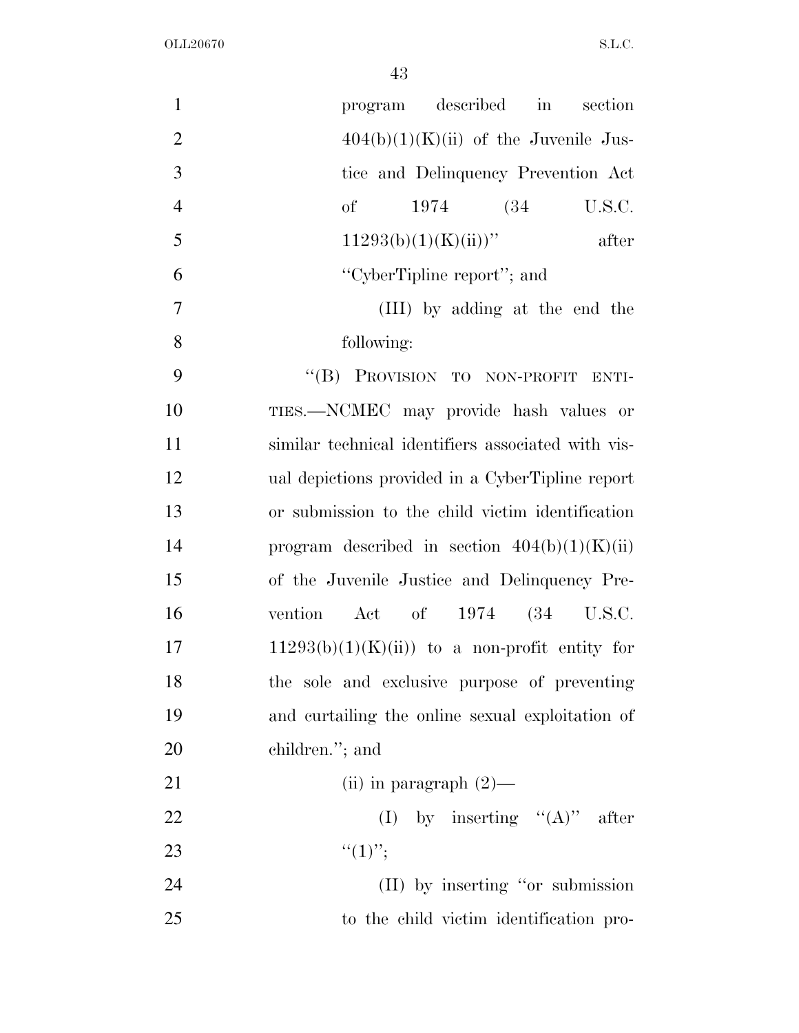program described in section 404(b)(1)(K)(ii) of the Juvenile Justice and Delinquency Prevention Act of 1974 (34 U.S.C. 11293(b)(1)(K)(ii))'' after ''CyberTipline report''; and

(III) by adding at the end the following:

''(B) PROVISION TO NON-PROFIT ENTITIES.—NCMEC may provide hash values or similar technical identifiers associated with visual depictions provided in a CyberTipline report or submission to the child victim identification program described in section 404(b)(1)(K)(ii) of the Juvenile Justice and Delinquency Prevention Act of 1974 (34 U.S.C. 11293(b)(1)(K)(ii)) to a non-profit entity for the sole and exclusive purpose of preventing and curtailing the online sexual exploitation of children.''; and

(ii) in paragraph (2)—

(I) by inserting ''(A)'' after ''(1)'';

(II) by inserting ''or submission to the child victim identification pro-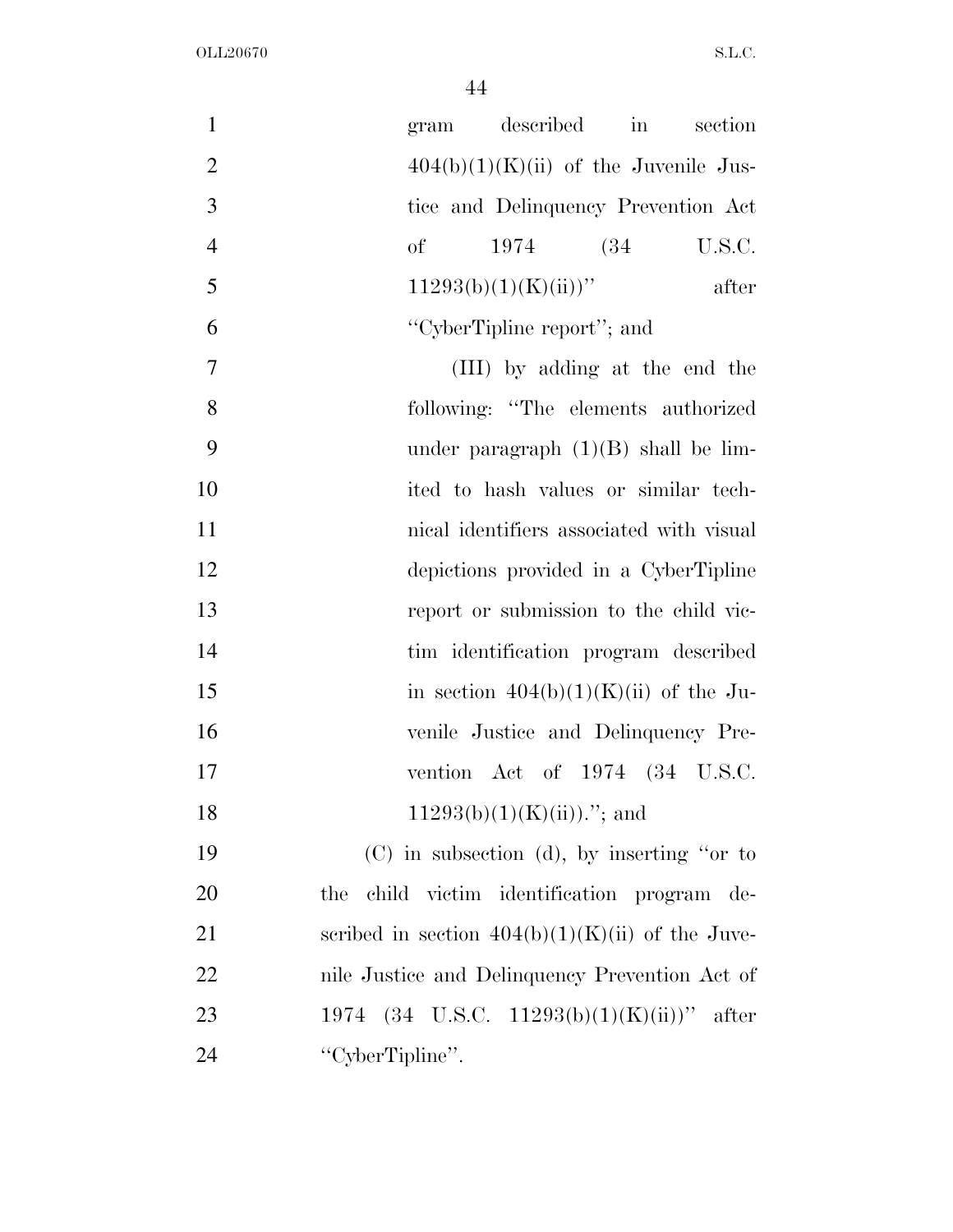gram described in section 404(b)(1)(K)(ii) of the Juvenile Justice and Delinquency Prevention Act of 1974 (34 U.S.C. 11293(b)(1)(K)(ii))'' after ''CyberTipline report''; and

(III) by adding at the end the following: ''The elements authorized under paragraph (1)(B) shall be limited to hash values or similar technical identifiers associated with visual depictions provided in a CyberTipline report or submission to the child victim identification program described in section 404(b)(1)(K)(ii) of the Juvenile Justice and Delinquency Prevention Act of 1974 (34 U.S.C. 11293(b)(1)(K)(ii)).''; and

(C) in subsection (d), by inserting ''or to the child victim identification program described in section 404(b)(1)(K)(ii) of the Juvenile Justice and Delinquency Prevention Act of 1974 (34 U.S.C. 11293(b)(1)(K)(ii))'' after ''CyberTipline''.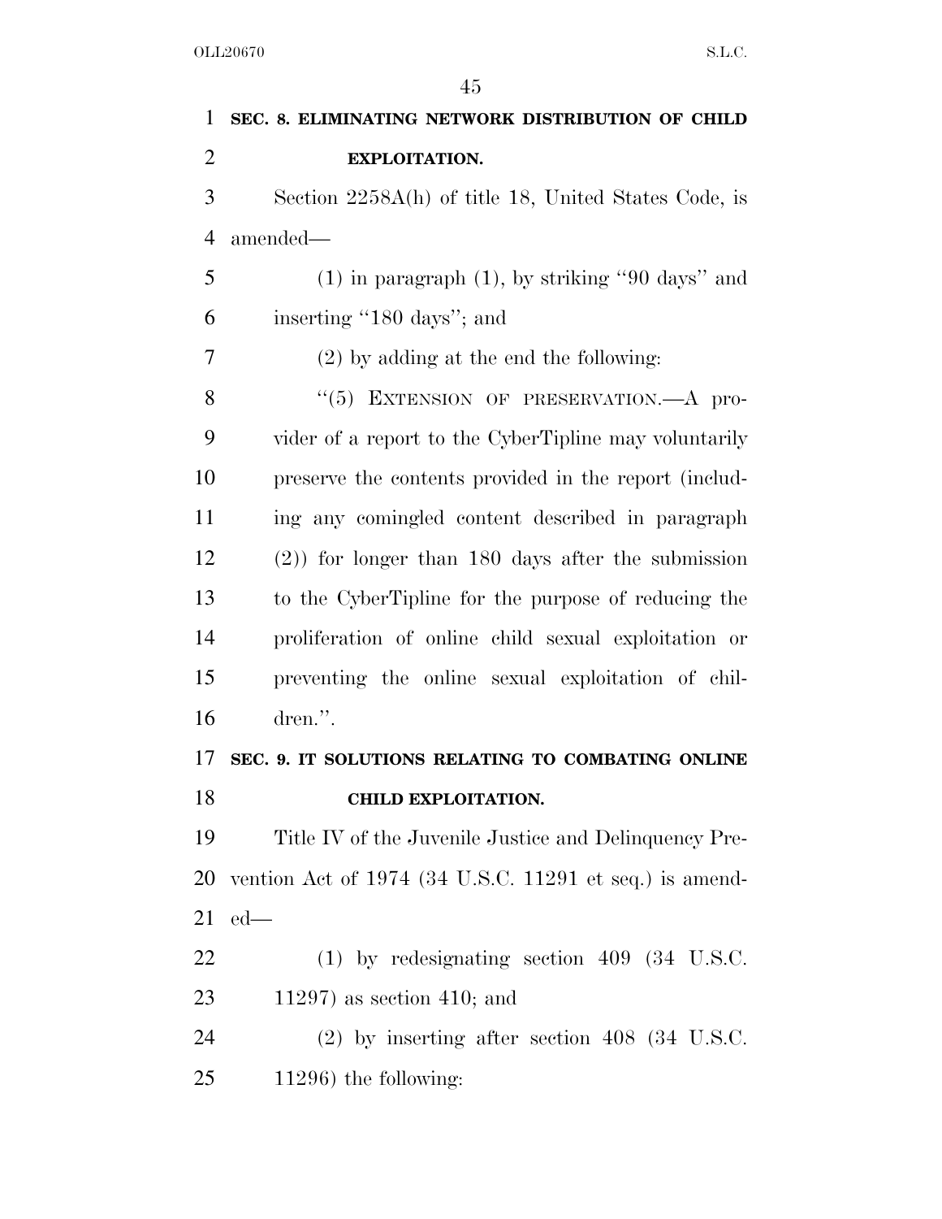**SEC. 8. ELIMINATING NETWORK DISTRIBUTION OF CHILD EXPLOITATION.**

Section 2258A(h) of title 18, United States Code, is amended—

(1) in paragraph (1), by striking ''90 days'' and inserting ''180 days''; and

(2) by adding at the end the following:

''(5) EXTENSION OF PRESERVATION.—A provider of a report to the CyberTipline may voluntarily preserve the contents provided in the report (including any comingled content described in paragraph (2)) for longer than 180 days after the submission to the CyberTipline for the purpose of reducing the proliferation of online child sexual exploitation or preventing the online sexual exploitation of children.''.

**SEC. 9. IT SOLUTIONS RELATING TO COMBATING ONLINE CHILD EXPLOITATION.**

Title IV of the Juvenile Justice and Delinquency Prevention Act of 1974 (34 U.S.C. 11291 et seq.) is amended—

(1) by redesignating section 409 (34 U.S.C. 11297) as section 410; and

(2) by inserting after section 408 (34 U.S.C. 11296) the following: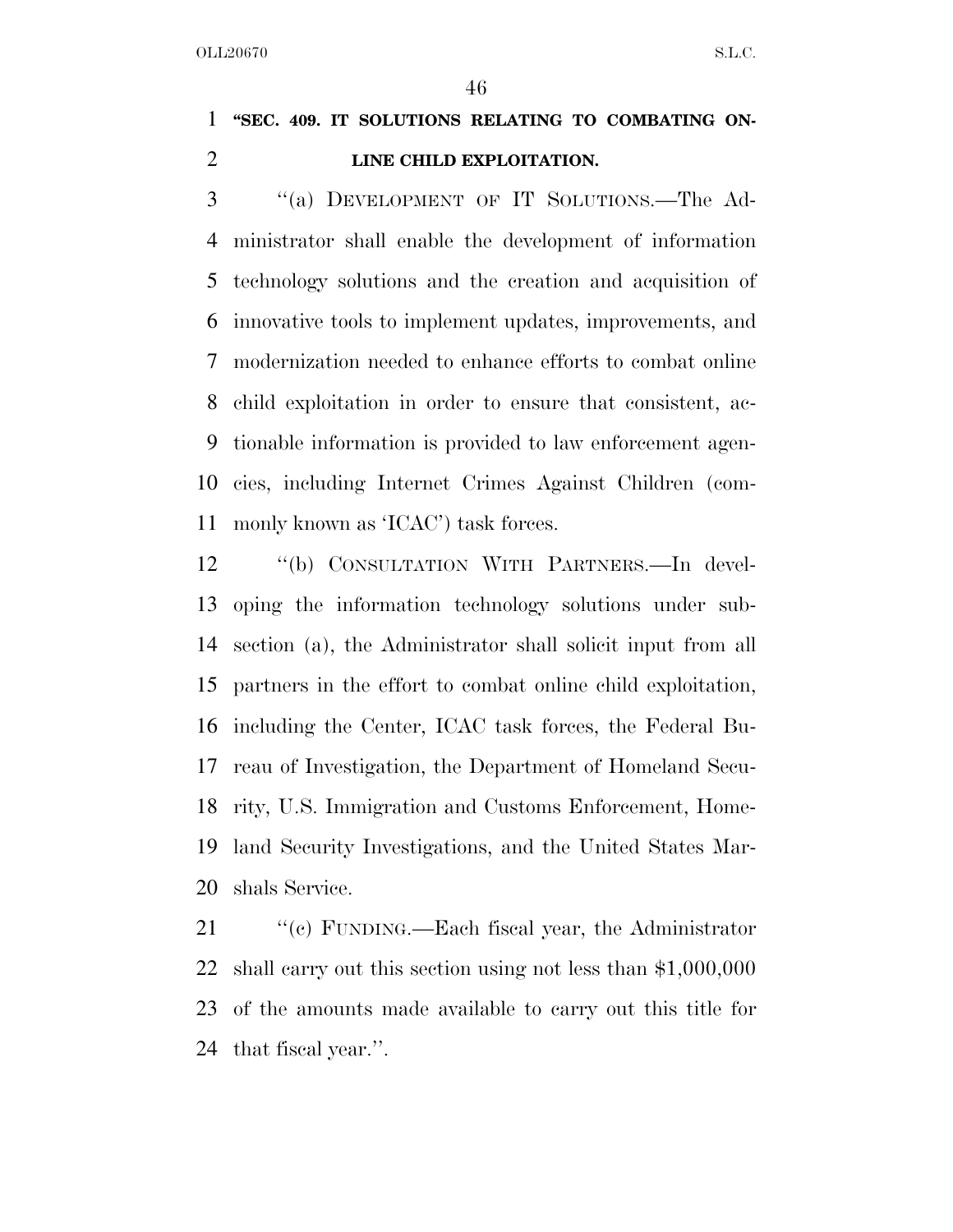**"SEC. 409. IT SOLUTIONS RELATING TO COMBATING ONLINE CHILD EXPLOITATION.**

"(a) DEVELOPMENT OF IT SOLUTIONS.—The Administrator shall enable the development of information technology solutions and the creation and acquisition of innovative tools to implement updates, improvements, and modernization needed to enhance efforts to combat online child exploitation in order to ensure that consistent, actionable information is provided to law enforcement agencies, including Internet Crimes Against Children (commonly known as 'ICAC') task forces.

"(b) CONSULTATION WITH PARTNERS.—In developing the information technology solutions under subsection (a), the Administrator shall solicit input from all partners in the effort to combat online child exploitation, including the Center, ICAC task forces, the Federal Bureau of Investigation, the Department of Homeland Security, U.S. Immigration and Customs Enforcement, Homeland Security Investigations, and the United States Marshals Service.

"(c) FUNDING.—Each fiscal year, the Administrator shall carry out this section using not less than $1,000,000 of the amounts made available to carry out this title for that fiscal year.".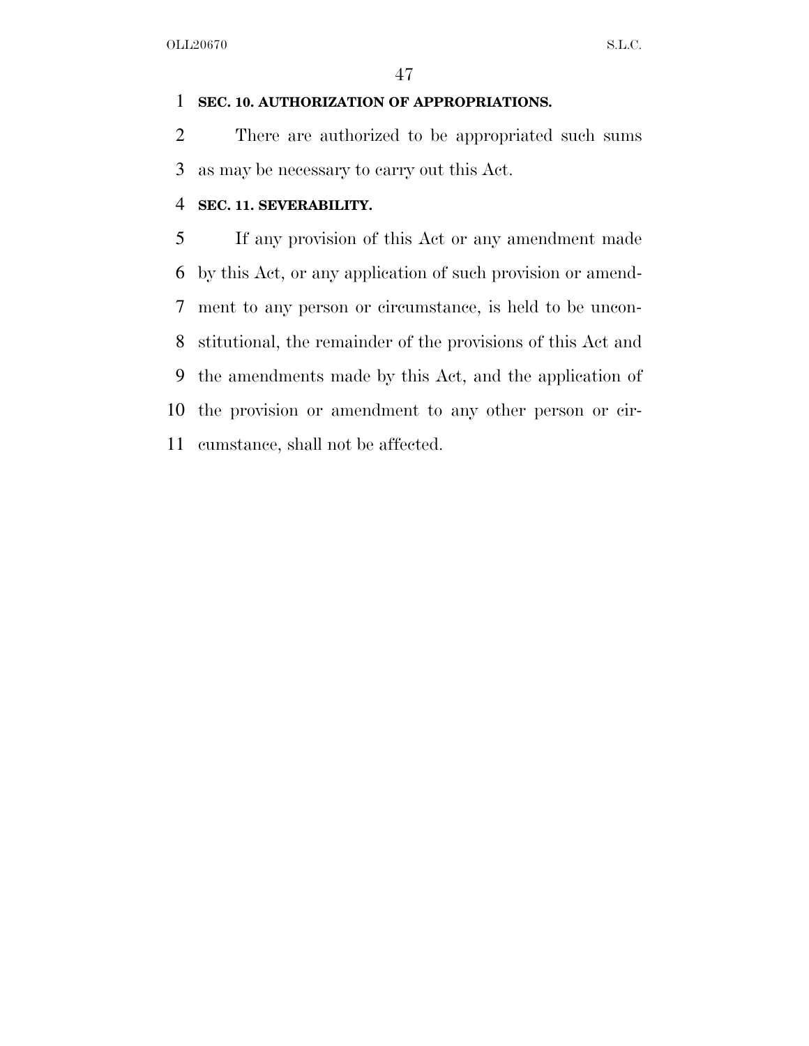**SEC. 10. AUTHORIZATION OF APPROPRIATIONS.**

There are authorized to be appropriated such sums as may be necessary to carry out this Act.

**SEC. 11. SEVERABILITY.**

If any provision of this Act or any amendment made by this Act, or any application of such provision or amendment to any person or circumstance, is held to be unconstitutional, the remainder of the provisions of this Act and the amendments made by this Act, and the application of the provision or amendment to any other person or circumstance, shall not be affected.